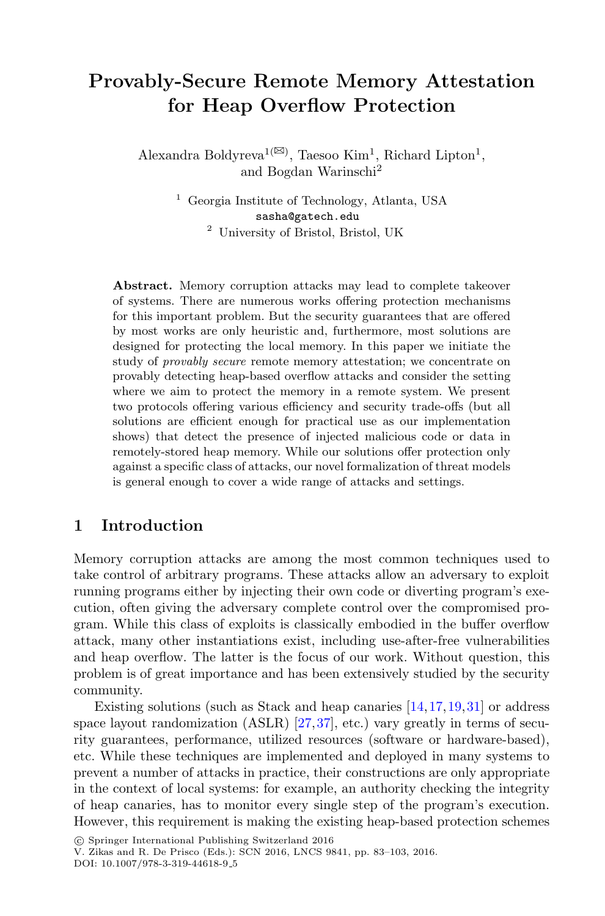# Provably-Secure Remote Memory Attestation for Heap Overflow Protection

Alexandra Boldyreva[1(✉)], Taesoo Kim[1], Richard Lipton[1], and Bogdan Warinschi[2]

[1] Georgia Institute of Technology, Atlanta, USA
sasha@gatech.edu
[2] University of Bristol, Bristol, UK

**Abstract.** Memory corruption attacks may lead to complete takeover of systems. There are numerous works offering protection mechanisms for this important problem. But the security guarantees that are offered by most works are only heuristic and, furthermore, most solutions are designed for protecting the local memory. In this paper we initiate the study of *provably secure* remote memory attestation; we concentrate on provably detecting heap-based overflow attacks and consider the setting where we aim to protect the memory in a remote system. We present two protocols offering various efficiency and security trade-offs (but all solutions are efficient enough for practical use as our implementation shows) that detect the presence of injected malicious code or data in remotely-stored heap memory. While our solutions offer protection only against a specific class of attacks, our novel formalization of threat models is general enough to cover a wide range of attacks and settings.

## 1 Introduction

Memory corruption attacks are among the most common techniques used to take control of arbitrary programs. These attacks allow an adversary to exploit running programs either by injecting their own code or diverting program's execution, often giving the adversary complete control over the compromised program. While this class of exploits is classically embodied in the buffer overflow attack, many other instantiations exist, including use-after-free vulnerabilities and heap overflow. The latter is the focus of our work. Without question, this problem is of great importance and has been extensively studied by the security community.

Existing solutions (such as Stack and heap canaries [14,17,19,31] or address space layout randomization (ASLR) [27,37], etc.) vary greatly in terms of security guarantees, performance, utilized resources (software or hardware-based), etc. While these techniques are implemented and deployed in many systems to prevent a number of attacks in practice, their constructions are only appropriate in the context of local systems: for example, an authority checking the integrity of heap canaries, has to monitor every single step of the program's execution. However, this requirement is making the existing heap-based protection schemes

© Springer International Publishing Switzerland 2016
V. Zikas and R. De Prisco (Eds.): SCN 2016, LNCS 9841, pp. 83–103, 2016.
DOI: 10.1007/978-3-319-44618-9_5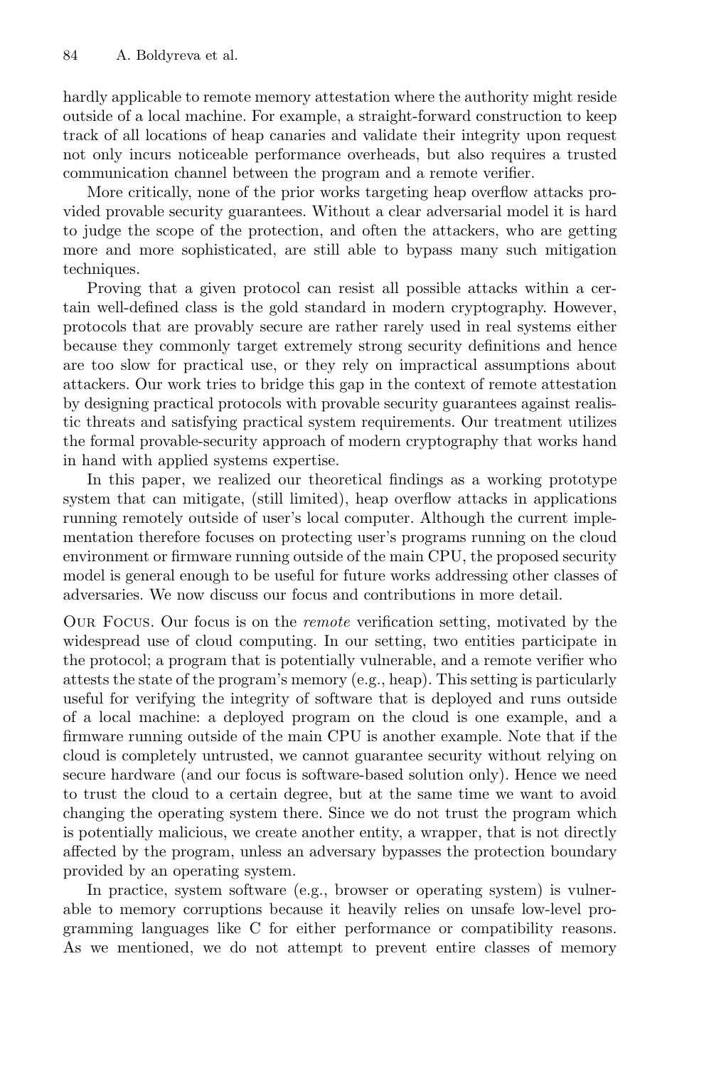hardly applicable to remote memory attestation where the authority might reside outside of a local machine. For example, a straight-forward construction to keep track of all locations of heap canaries and validate their integrity upon request not only incurs noticeable performance overheads, but also requires a trusted communication channel between the program and a remote verifier.

More critically, none of the prior works targeting heap overflow attacks provided provable security guarantees. Without a clear adversarial model it is hard to judge the scope of the protection, and often the attackers, who are getting more and more sophisticated, are still able to bypass many such mitigation techniques.

Proving that a given protocol can resist all possible attacks within a certain well-defined class is the gold standard in modern cryptography. However, protocols that are provably secure are rather rarely used in real systems either because they commonly target extremely strong security definitions and hence are too slow for practical use, or they rely on impractical assumptions about attackers. Our work tries to bridge this gap in the context of remote attestation by designing practical protocols with provable security guarantees against realistic threats and satisfying practical system requirements. Our treatment utilizes the formal provable-security approach of modern cryptography that works hand in hand with applied systems expertise.

In this paper, we realized our theoretical findings as a working prototype system that can mitigate, (still limited), heap overflow attacks in applications running remotely outside of user's local computer. Although the current implementation therefore focuses on protecting user's programs running on the cloud environment or firmware running outside of the main CPU, the proposed security model is general enough to be useful for future works addressing other classes of adversaries. We now discuss our focus and contributions in more detail.

Our Focus. Our focus is on the *remote* verification setting, motivated by the widespread use of cloud computing. In our setting, two entities participate in the protocol; a program that is potentially vulnerable, and a remote verifier who attests the state of the program's memory (e.g., heap). This setting is particularly useful for verifying the integrity of software that is deployed and runs outside of a local machine: a deployed program on the cloud is one example, and a firmware running outside of the main CPU is another example. Note that if the cloud is completely untrusted, we cannot guarantee security without relying on secure hardware (and our focus is software-based solution only). Hence we need to trust the cloud to a certain degree, but at the same time we want to avoid changing the operating system there. Since we do not trust the program which is potentially malicious, we create another entity, a wrapper, that is not directly affected by the program, unless an adversary bypasses the protection boundary provided by an operating system.

In practice, system software (e.g., browser or operating system) is vulnerable to memory corruptions because it heavily relies on unsafe low-level programming languages like C for either performance or compatibility reasons. As we mentioned, we do not attempt to prevent entire classes of memory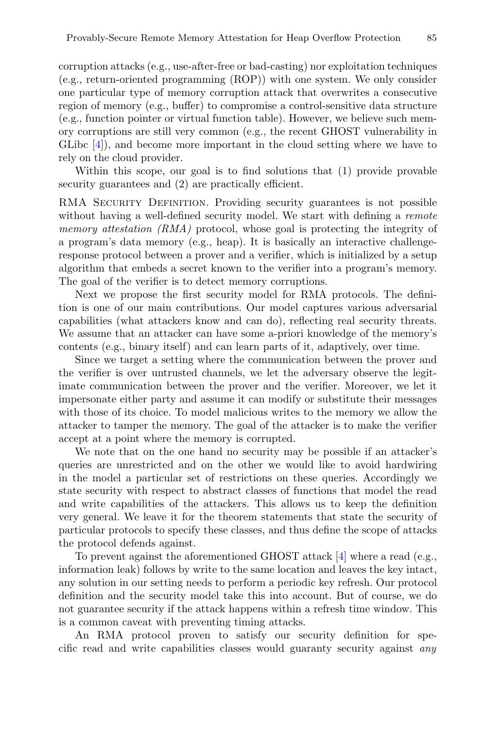corruption attacks (e.g., use-after-free or bad-casting) nor exploitation techniques (e.g., return-oriented programming (ROP)) with one system. We only consider one particular type of memory corruption attack that overwrites a consecutive region of memory (e.g., buffer) to compromise a control-sensitive data structure (e.g., function pointer or virtual function table). However, we believe such memory corruptions are still very common (e.g., the recent GHOST vulnerability in GLibc [4]), and become more important in the cloud setting where we have to rely on the cloud provider.

Within this scope, our goal is to find solutions that (1) provide provable security guarantees and (2) are practically efficient.

RMA Security Definition. Providing security guarantees is not possible without having a well-defined security model. We start with defining a *remote memory attestation (RMA)* protocol, whose goal is protecting the integrity of a program's data memory (e.g., heap). It is basically an interactive challenge-response protocol between a prover and a verifier, which is initialized by a setup algorithm that embeds a secret known to the verifier into a program's memory. The goal of the verifier is to detect memory corruptions.

Next we propose the first security model for RMA protocols. The definition is one of our main contributions. Our model captures various adversarial capabilities (what attackers know and can do), reflecting real security threats. We assume that an attacker can have some a-priori knowledge of the memory's contents (e.g., binary itself) and can learn parts of it, adaptively, over time.

Since we target a setting where the communication between the prover and the verifier is over untrusted channels, we let the adversary observe the legitimate communication between the prover and the verifier. Moreover, we let it impersonate either party and assume it can modify or substitute their messages with those of its choice. To model malicious writes to the memory we allow the attacker to tamper the memory. The goal of the attacker is to make the verifier accept at a point where the memory is corrupted.

We note that on the one hand no security may be possible if an attacker's queries are unrestricted and on the other we would like to avoid hardwiring in the model a particular set of restrictions on these queries. Accordingly we state security with respect to abstract classes of functions that model the read and write capabilities of the attackers. This allows us to keep the definition very general. We leave it for the theorem statements that state the security of particular protocols to specify these classes, and thus define the scope of attacks the protocol defends against.

To prevent against the aforementioned GHOST attack [4] where a read (e.g., information leak) follows by write to the same location and leaves the key intact, any solution in our setting needs to perform a periodic key refresh. Our protocol definition and the security model take this into account. But of course, we do not guarantee security if the attack happens within a refresh time window. This is a common caveat with preventing timing attacks.

An RMA protocol proven to satisfy our security definition for specific read and write capabilities classes would guaranty security against *any*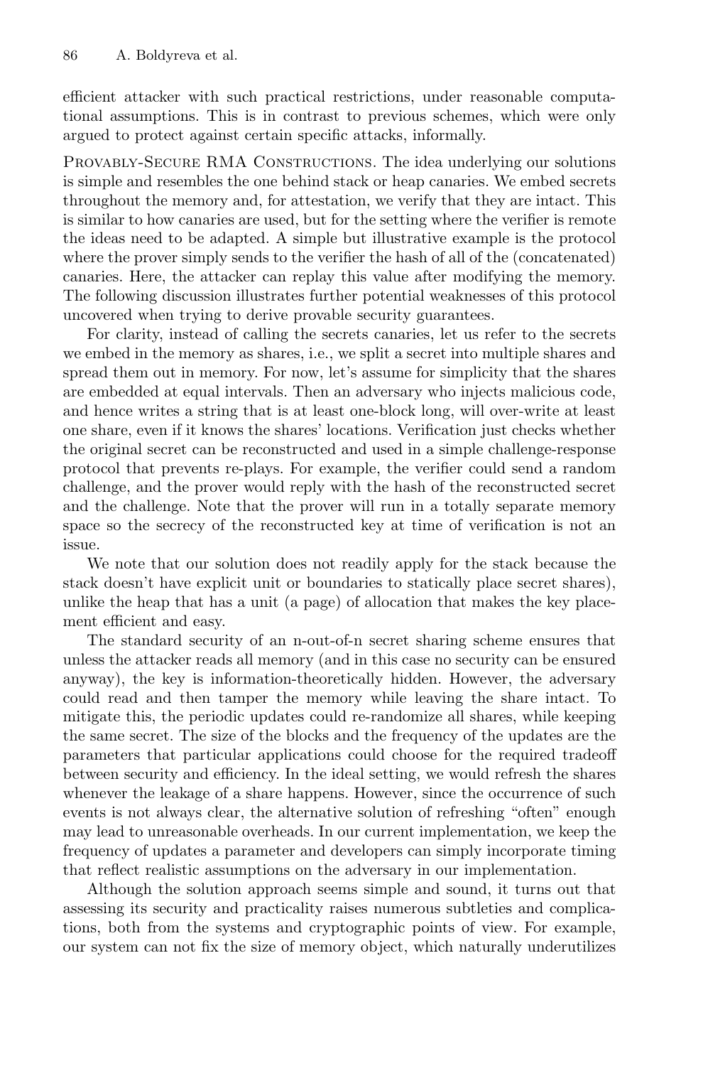efficient attacker with such practical restrictions, under reasonable computational assumptions. This is in contrast to previous schemes, which were only argued to protect against certain specific attacks, informally.

Provably-Secure RMA Constructions. The idea underlying our solutions is simple and resembles the one behind stack or heap canaries. We embed secrets throughout the memory and, for attestation, we verify that they are intact. This is similar to how canaries are used, but for the setting where the verifier is remote the ideas need to be adapted. A simple but illustrative example is the protocol where the prover simply sends to the verifier the hash of all of the (concatenated) canaries. Here, the attacker can replay this value after modifying the memory. The following discussion illustrates further potential weaknesses of this protocol uncovered when trying to derive provable security guarantees.

For clarity, instead of calling the secrets canaries, let us refer to the secrets we embed in the memory as shares, i.e., we split a secret into multiple shares and spread them out in memory. For now, let's assume for simplicity that the shares are embedded at equal intervals. Then an adversary who injects malicious code, and hence writes a string that is at least one-block long, will over-write at least one share, even if it knows the shares' locations. Verification just checks whether the original secret can be reconstructed and used in a simple challenge-response protocol that prevents re-plays. For example, the verifier could send a random challenge, and the prover would reply with the hash of the reconstructed secret and the challenge. Note that the prover will run in a totally separate memory space so the secrecy of the reconstructed key at time of verification is not an issue.

We note that our solution does not readily apply for the stack because the stack doesn't have explicit unit or boundaries to statically place secret shares), unlike the heap that has a unit (a page) of allocation that makes the key placement efficient and easy.

The standard security of an n-out-of-n secret sharing scheme ensures that unless the attacker reads all memory (and in this case no security can be ensured anyway), the key is information-theoretically hidden. However, the adversary could read and then tamper the memory while leaving the share intact. To mitigate this, the periodic updates could re-randomize all shares, while keeping the same secret. The size of the blocks and the frequency of the updates are the parameters that particular applications could choose for the required tradeoff between security and efficiency. In the ideal setting, we would refresh the shares whenever the leakage of a share happens. However, since the occurrence of such events is not always clear, the alternative solution of refreshing "often" enough may lead to unreasonable overheads. In our current implementation, we keep the frequency of updates a parameter and developers can simply incorporate timing that reflect realistic assumptions on the adversary in our implementation.

Although the solution approach seems simple and sound, it turns out that assessing its security and practicality raises numerous subtleties and complications, both from the systems and cryptographic points of view. For example, our system can not fix the size of memory object, which naturally underutilizes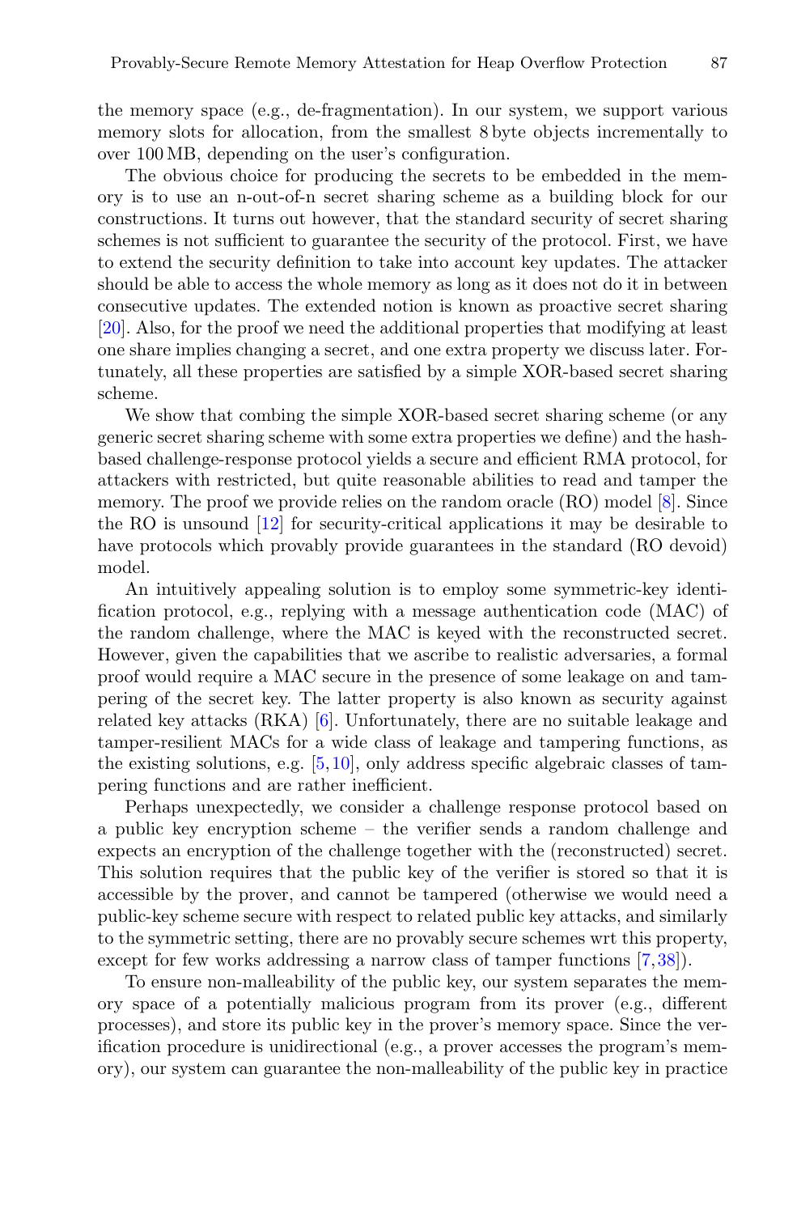the memory space (e.g., de-fragmentation). In our system, we support various memory slots for allocation, from the smallest 8 byte objects incrementally to over 100 MB, depending on the user's configuration.

The obvious choice for producing the secrets to be embedded in the memory is to use an n-out-of-n secret sharing scheme as a building block for our constructions. It turns out however, that the standard security of secret sharing schemes is not sufficient to guarantee the security of the protocol. First, we have to extend the security definition to take into account key updates. The attacker should be able to access the whole memory as long as it does not do it in between consecutive updates. The extended notion is known as proactive secret sharing [20]. Also, for the proof we need the additional properties that modifying at least one share implies changing a secret, and one extra property we discuss later. Fortunately, all these properties are satisfied by a simple XOR-based secret sharing scheme.

We show that combing the simple XOR-based secret sharing scheme (or any generic secret sharing scheme with some extra properties we define) and the hash-based challenge-response protocol yields a secure and efficient RMA protocol, for attackers with restricted, but quite reasonable abilities to read and tamper the memory. The proof we provide relies on the random oracle (RO) model [8]. Since the RO is unsound [12] for security-critical applications it may be desirable to have protocols which provably provide guarantees in the standard (RO devoid) model.

An intuitively appealing solution is to employ some symmetric-key identification protocol, e.g., replying with a message authentication code (MAC) of the random challenge, where the MAC is keyed with the reconstructed secret. However, given the capabilities that we ascribe to realistic adversaries, a formal proof would require a MAC secure in the presence of some leakage on and tampering of the secret key. The latter property is also known as security against related key attacks (RKA) [6]. Unfortunately, there are no suitable leakage and tamper-resilient MACs for a wide class of leakage and tampering functions, as the existing solutions, e.g. [5,10], only address specific algebraic classes of tampering functions and are rather inefficient.

Perhaps unexpectedly, we consider a challenge response protocol based on a public key encryption scheme – the verifier sends a random challenge and expects an encryption of the challenge together with the (reconstructed) secret. This solution requires that the public key of the verifier is stored so that it is accessible by the prover, and cannot be tampered (otherwise we would need a public-key scheme secure with respect to related public key attacks, and similarly to the symmetric setting, there are no provably secure schemes wrt this property, except for few works addressing a narrow class of tamper functions [7,38]).

To ensure non-malleability of the public key, our system separates the memory space of a potentially malicious program from its prover (e.g., different processes), and store its public key in the prover's memory space. Since the verification procedure is unidirectional (e.g., a prover accesses the program's memory), our system can guarantee the non-malleability of the public key in practice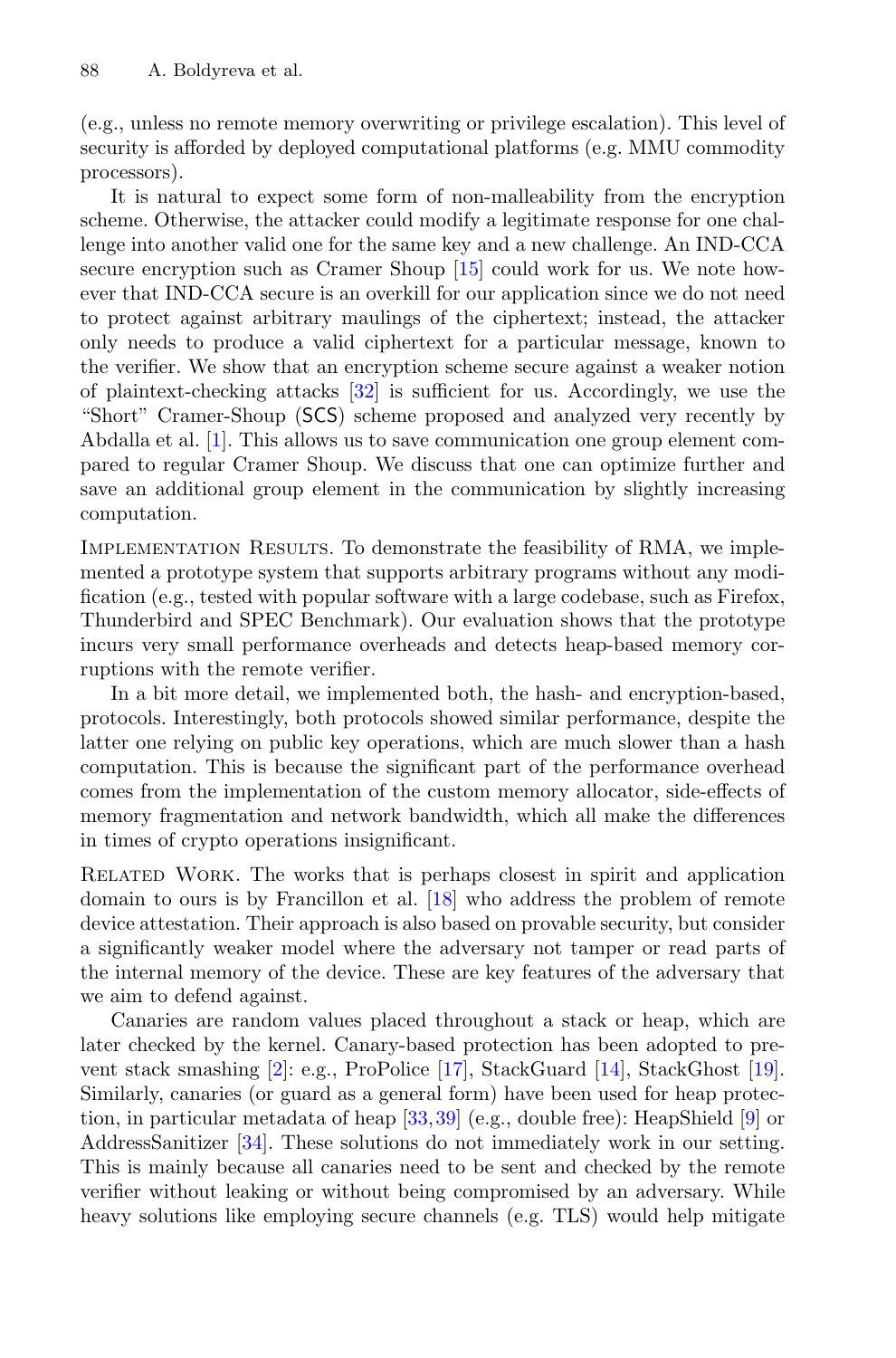(e.g., unless no remote memory overwriting or privilege escalation). This level of security is afforded by deployed computational platforms (e.g. MMU commodity processors).

It is natural to expect some form of non-malleability from the encryption scheme. Otherwise, the attacker could modify a legitimate response for one challenge into another valid one for the same key and a new challenge. An IND-CCA secure encryption such as Cramer Shoup [15] could work for us. We note however that IND-CCA secure is an overkill for our application since we do not need to protect against arbitrary maulings of the ciphertext; instead, the attacker only needs to produce a valid ciphertext for a particular message, known to the verifier. We show that an encryption scheme secure against a weaker notion of plaintext-checking attacks [32] is sufficient for us. Accordingly, we use the "Short" Cramer-Shoup (SCS) scheme proposed and analyzed very recently by Abdalla et al. [1]. This allows us to save communication one group element compared to regular Cramer Shoup. We discuss that one can optimize further and save an additional group element in the communication by slightly increasing computation.

Implementation Results. To demonstrate the feasibility of RMA, we implemented a prototype system that supports arbitrary programs without any modification (e.g., tested with popular software with a large codebase, such as Firefox, Thunderbird and SPEC Benchmark). Our evaluation shows that the prototype incurs very small performance overheads and detects heap-based memory corruptions with the remote verifier.

In a bit more detail, we implemented both, the hash- and encryption-based, protocols. Interestingly, both protocols showed similar performance, despite the latter one relying on public key operations, which are much slower than a hash computation. This is because the significant part of the performance overhead comes from the implementation of the custom memory allocator, side-effects of memory fragmentation and network bandwidth, which all make the differences in times of crypto operations insignificant.

Related Work. The works that is perhaps closest in spirit and application domain to ours is by Francillon et al. [18] who address the problem of remote device attestation. Their approach is also based on provable security, but consider a significantly weaker model where the adversary not tamper or read parts of the internal memory of the device. These are key features of the adversary that we aim to defend against.

Canaries are random values placed throughout a stack or heap, which are later checked by the kernel. Canary-based protection has been adopted to prevent stack smashing [2]: e.g., ProPolice [17], StackGuard [14], StackGhost [19]. Similarly, canaries (or guard as a general form) have been used for heap protection, in particular metadata of heap [33,39] (e.g., double free): HeapShield [9] or AddressSanitizer [34]. These solutions do not immediately work in our setting. This is mainly because all canaries need to be sent and checked by the remote verifier without leaking or without being compromised by an adversary. While heavy solutions like employing secure channels (e.g. TLS) would help mitigate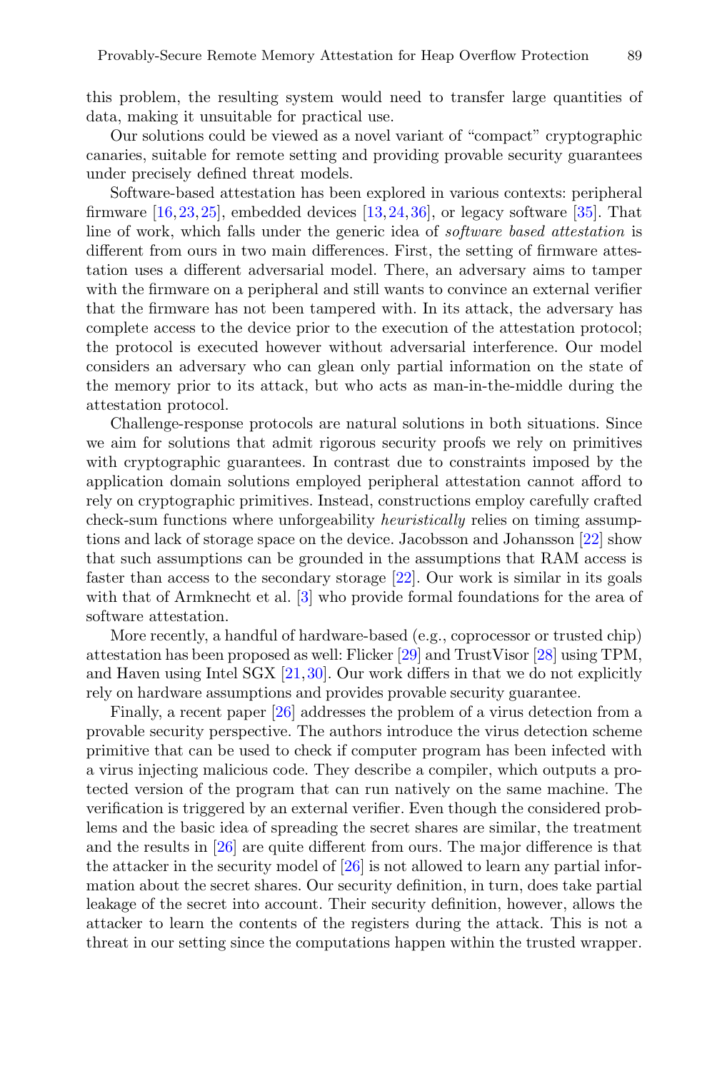this problem, the resulting system would need to transfer large quantities of data, making it unsuitable for practical use.

Our solutions could be viewed as a novel variant of "compact" cryptographic canaries, suitable for remote setting and providing provable security guarantees under precisely defined threat models.

Software-based attestation has been explored in various contexts: peripheral firmware [16,23,25], embedded devices [13,24,36], or legacy software [35]. That line of work, which falls under the generic idea of *software based attestation* is different from ours in two main differences. First, the setting of firmware attestation uses a different adversarial model. There, an adversary aims to tamper with the firmware on a peripheral and still wants to convince an external verifier that the firmware has not been tampered with. In its attack, the adversary has complete access to the device prior to the execution of the attestation protocol; the protocol is executed however without adversarial interference. Our model considers an adversary who can glean only partial information on the state of the memory prior to its attack, but who acts as man-in-the-middle during the attestation protocol.

Challenge-response protocols are natural solutions in both situations. Since we aim for solutions that admit rigorous security proofs we rely on primitives with cryptographic guarantees. In contrast due to constraints imposed by the application domain solutions employed peripheral attestation cannot afford to rely on cryptographic primitives. Instead, constructions employ carefully crafted check-sum functions where unforgeability *heuristically* relies on timing assumptions and lack of storage space on the device. Jacobsson and Johansson [22] show that such assumptions can be grounded in the assumptions that RAM access is faster than access to the secondary storage [22]. Our work is similar in its goals with that of Armknecht et al. [3] who provide formal foundations for the area of software attestation.

More recently, a handful of hardware-based (e.g., coprocessor or trusted chip) attestation has been proposed as well: Flicker [29] and TrustVisor [28] using TPM, and Haven using Intel SGX [21,30]. Our work differs in that we do not explicitly rely on hardware assumptions and provides provable security guarantee.

Finally, a recent paper [26] addresses the problem of a virus detection from a provable security perspective. The authors introduce the virus detection scheme primitive that can be used to check if computer program has been infected with a virus injecting malicious code. They describe a compiler, which outputs a protected version of the program that can run natively on the same machine. The verification is triggered by an external verifier. Even though the considered problems and the basic idea of spreading the secret shares are similar, the treatment and the results in [26] are quite different from ours. The major difference is that the attacker in the security model of [26] is not allowed to learn any partial information about the secret shares. Our security definition, in turn, does take partial leakage of the secret into account. Their security definition, however, allows the attacker to learn the contents of the registers during the attack. This is not a threat in our setting since the computations happen within the trusted wrapper.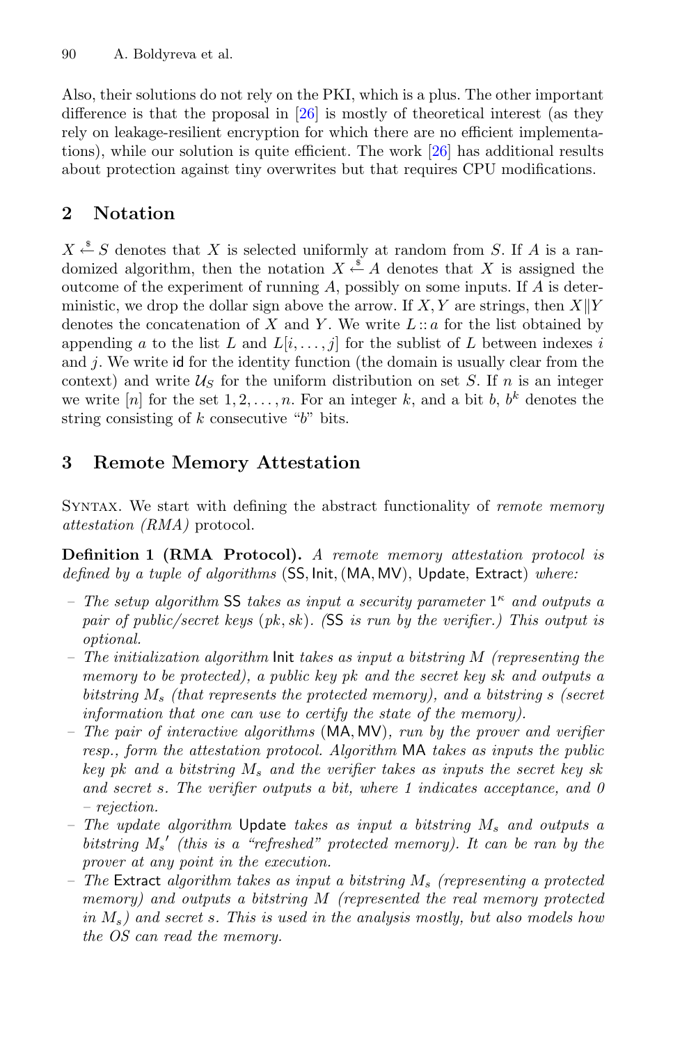Also, their solutions do not rely on the PKI, which is a plus. The other important difference is that the proposal in [26] is mostly of theoretical interest (as they rely on leakage-resilient encryption for which there are no efficient implementations), while our solution is quite efficient. The work [26] has additional results about protection against tiny overwrites but that requires CPU modifications.

## 2 Notation

$X \xleftarrow{\$} S$ denotes that $X$ is selected uniformly at random from $S$. If $A$ is a randomized algorithm, then the notation $X \xleftarrow{\$} A$ denotes that $X$ is assigned the outcome of the experiment of running $A$, possibly on some inputs. If $A$ is deterministic, we drop the dollar sign above the arrow. If $X, Y$ are strings, then $X \| Y$ denotes the concatenation of $X$ and $Y$. We write $L :: a$ for the list obtained by appending $a$ to the list $L$ and $L[i, \dots, j]$ for the sublist of $L$ between indexes $i$ and $j$. We write $\mathsf{id}$ for the identity function (the domain is usually clear from the context) and write $\mathcal{U}_S$ for the uniform distribution on set $S$. If $n$ is an integer we write $[n]$ for the set $1, 2, \dots, n$. For an integer $k$, and a bit $b$, $b^k$ denotes the string consisting of $k$ consecutive "$b$" bits.

## 3 Remote Memory Attestation

Syntax. We start with defining the abstract functionality of *remote memory attestation (RMA)* protocol.

**Definition 1 (RMA Protocol).** *A remote memory attestation protocol is defined by a tuple of algorithms* $(\mathsf{SS}, \mathsf{Init}, (\mathsf{MA}, \mathsf{MV}), \mathsf{Update}, \mathsf{Extract})$ *where:*

- *The setup algorithm* $\mathsf{SS}$ *takes as input a security parameter* $1^\kappa$ *and outputs a pair of public/secret keys* $(pk, sk)$. *(*$\mathsf{SS}$ *is run by the verifier.) This output is optional.*
- *The initialization algorithm* $\mathsf{Init}$ *takes as input a bitstring* $M$ *(representing the memory to be protected), a public key* $pk$ *and the secret key* $sk$ *and outputs a bitstring* $M_s$ *(that represents the protected memory), and a bitstring* $s$ *(secret information that one can use to certify the state of the memory).*
- *The pair of interactive algorithms* $(\mathsf{MA}, \mathsf{MV})$*, run by the prover and verifier resp., form the attestation protocol. Algorithm* $\mathsf{MA}$ *takes as inputs the public key* $pk$ *and a bitstring* $M_s$ *and the verifier takes as inputs the secret key* $sk$ *and secret* $s$. *The verifier outputs a bit, where 1 indicates acceptance, and 0 – rejection.*
- *The update algorithm* $\mathsf{Update}$ *takes as input a bitstring* $M_s$ *and outputs a bitstring* ${M_s}'$ *(this is a "refreshed" protected memory). It can be ran by the prover at any point in the execution.*
- *The* $\mathsf{Extract}$ *algorithm takes as input a bitstring* $M_s$ *(representing a protected memory) and outputs a bitstring* $M$ *(represented the real memory protected in* $M_s$*) and secret* $s$. *This is used in the analysis mostly, but also models how the OS can read the memory.*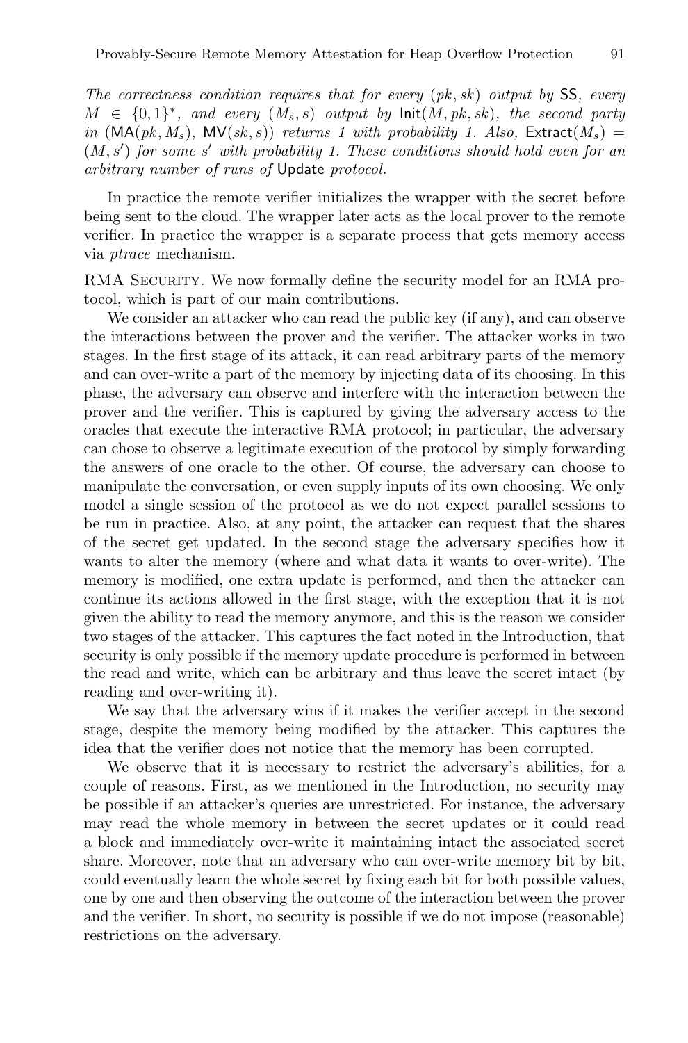*The correctness condition requires that for every* $(pk, sk)$ *output by* SS*, every* $M \in \{0,1\}^*$*, and every* $(M_s, s)$ *output by* $\mathsf{Init}(M, pk, sk)$*, the second party in* $(\mathsf{MA}(pk, M_s), \mathsf{MV}(sk, s))$ *returns 1 with probability 1. Also,* $\mathsf{Extract}(M_s) = (M, s')$ *for some* $s'$ *with probability 1. These conditions should hold even for an arbitrary number of runs of* Update *protocol.*

In practice the remote verifier initializes the wrapper with the secret before being sent to the cloud. The wrapper later acts as the local prover to the remote verifier. In practice the wrapper is a separate process that gets memory access via *ptrace* mechanism.

RMA Security. We now formally define the security model for an RMA protocol, which is part of our main contributions.

We consider an attacker who can read the public key (if any), and can observe the interactions between the prover and the verifier. The attacker works in two stages. In the first stage of its attack, it can read arbitrary parts of the memory and can over-write a part of the memory by injecting data of its choosing. In this phase, the adversary can observe and interfere with the interaction between the prover and the verifier. This is captured by giving the adversary access to the oracles that execute the interactive RMA protocol; in particular, the adversary can chose to observe a legitimate execution of the protocol by simply forwarding the answers of one oracle to the other. Of course, the adversary can choose to manipulate the conversation, or even supply inputs of its own choosing. We only model a single session of the protocol as we do not expect parallel sessions to be run in practice. Also, at any point, the attacker can request that the shares of the secret get updated. In the second stage the adversary specifies how it wants to alter the memory (where and what data it wants to over-write). The memory is modified, one extra update is performed, and then the attacker can continue its actions allowed in the first stage, with the exception that it is not given the ability to read the memory anymore, and this is the reason we consider two stages of the attacker. This captures the fact noted in the Introduction, that security is only possible if the memory update procedure is performed in between the read and write, which can be arbitrary and thus leave the secret intact (by reading and over-writing it).

We say that the adversary wins if it makes the verifier accept in the second stage, despite the memory being modified by the attacker. This captures the idea that the verifier does not notice that the memory has been corrupted.

We observe that it is necessary to restrict the adversary's abilities, for a couple of reasons. First, as we mentioned in the Introduction, no security may be possible if an attacker's queries are unrestricted. For instance, the adversary may read the whole memory in between the secret updates or it could read a block and immediately over-write it maintaining intact the associated secret share. Moreover, note that an adversary who can over-write memory bit by bit, could eventually learn the whole secret by fixing each bit for both possible values, one by one and then observing the outcome of the interaction between the prover and the verifier. In short, no security is possible if we do not impose (reasonable) restrictions on the adversary.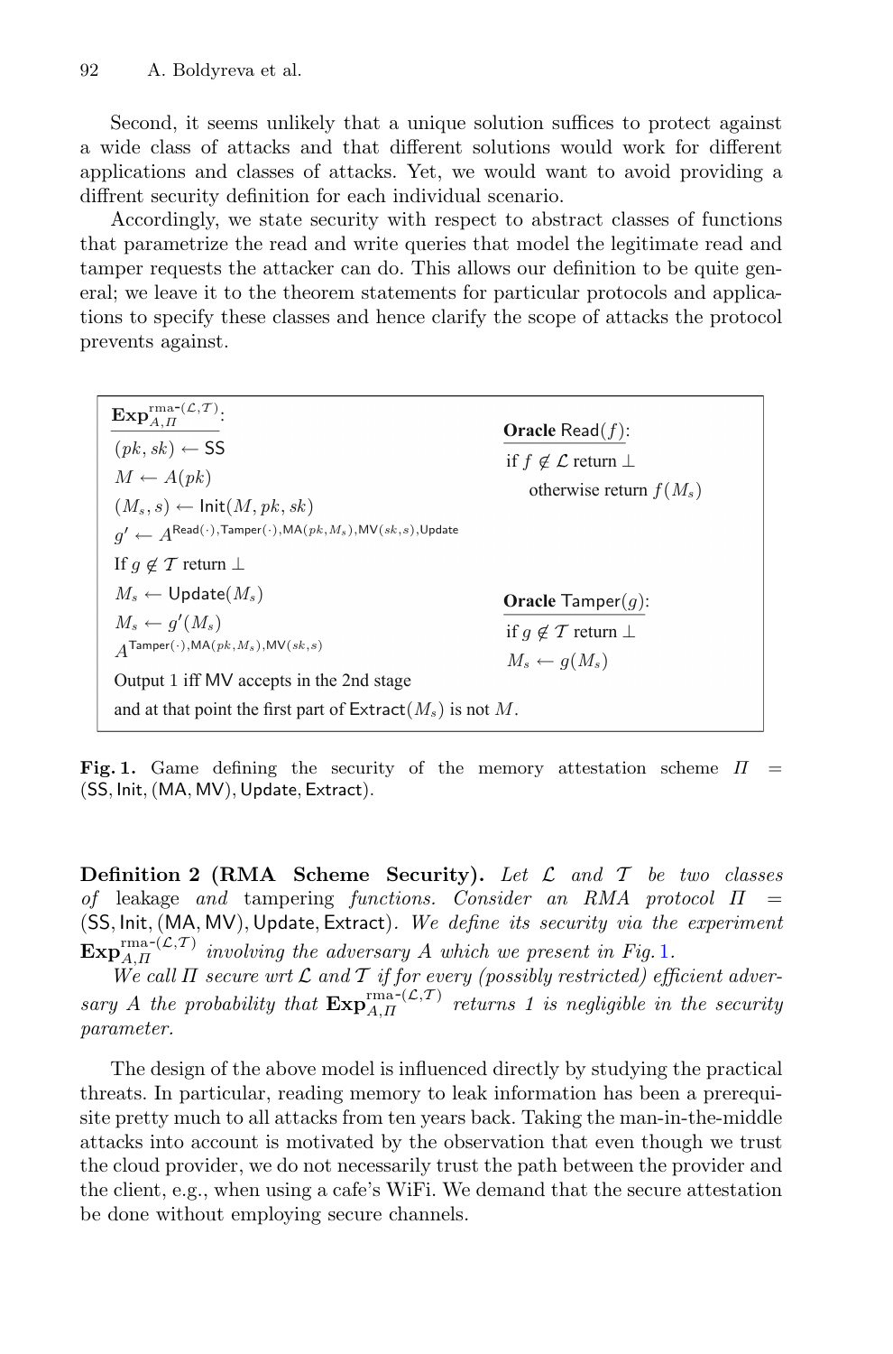Second, it seems unlikely that a unique solution suffices to protect against a wide class of attacks and that different solutions would work for different applications and classes of attacks. Yet, we would want to avoid providing a diffrent security definition for each individual scenario.

Accordingly, we state security with respect to abstract classes of functions that parametrize the read and write queries that model the legitimate read and tamper requests the attacker can do. This allows our definition to be quite general; we leave it to the theorem statements for particular protocols and applications to specify these classes and hence clarify the scope of attacks the protocol prevents against.

$\mathbf{Exp}_{A,\Pi}^{\text{rma-}(\mathcal{L},\mathcal{T})}$:

$(pk, sk) \leftarrow \mathsf{SS}$

$M \leftarrow A(pk)$

$(M_s, s) \leftarrow \mathsf{Init}(M, pk, sk)$

$g' \leftarrow A^{\mathsf{Read}(\cdot),\mathsf{Tamper}(\cdot),\mathsf{MA}(pk,M_s),\mathsf{MV}(sk,s),\mathsf{Update}}$

If $g \notin \mathcal{T}$ return $\perp$

$M_s \leftarrow \mathsf{Update}(M_s)$

$M_s \leftarrow g'(M_s)$

$A^{\mathsf{Tamper}(\cdot),\mathsf{MA}(pk,M_s),\mathsf{MV}(sk,s)}$

Output 1 iff MV accepts in the 2nd stage and at that point the first part of $\mathsf{Extract}(M_s)$ is not $M$.

**Oracle** $\mathsf{Read}(f)$:

if $f \notin \mathcal{L}$ return $\perp$

otherwise return $f(M_s)$

**Oracle** $\mathsf{Tamper}(g)$:

if $g \notin \mathcal{T}$ return $\perp$

$M_s \leftarrow g(M_s)$

**Fig. 1.** Game defining the security of the memory attestation scheme $\Pi$ = $(\mathsf{SS}, \mathsf{Init}, (\mathsf{MA}, \mathsf{MV}), \mathsf{Update}, \mathsf{Extract})$.

**Definition 2 (RMA Scheme Security).** *Let $\mathcal{L}$ and $\mathcal{T}$ be two classes of* leakage *and* tampering *functions. Consider an RMA protocol $\Pi$ = $(\mathsf{SS}, \mathsf{Init}, (\mathsf{MA}, \mathsf{MV}), \mathsf{Update}, \mathsf{Extract})$. We define its security via the experiment $\mathbf{Exp}_{A,\Pi}^{\text{rma-}(\mathcal{L},\mathcal{T})}$ involving the adversary $A$ which we present in Fig. 1.*

*We call $\Pi$ secure wrt $\mathcal{L}$ and $\mathcal{T}$ if for every (possibly restricted) efficient adversary $A$ the probability that $\mathbf{Exp}_{A,\Pi}^{\text{rma-}(\mathcal{L},\mathcal{T})}$ returns 1 is negligible in the security parameter.*

The design of the above model is influenced directly by studying the practical threats. In particular, reading memory to leak information has been a prerequisite pretty much to all attacks from ten years back. Taking the man-in-the-middle attacks into account is motivated by the observation that even though we trust the cloud provider, we do not necessarily trust the path between the provider and the client, e.g., when using a cafe's WiFi. We demand that the secure attestation be done without employing secure channels.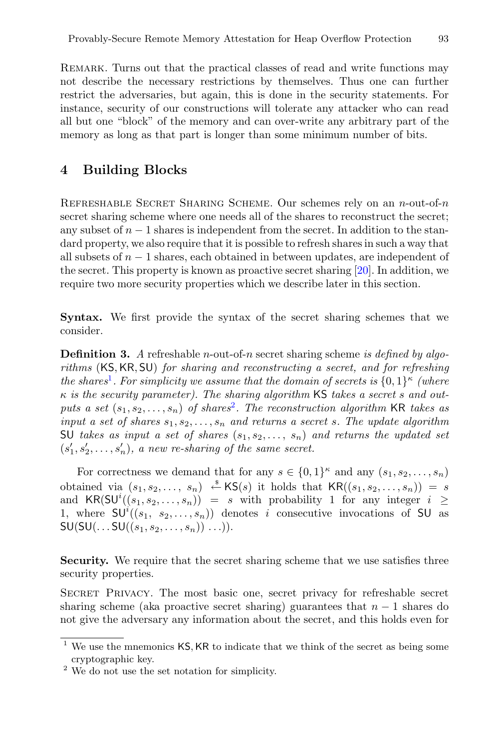Remark. Turns out that the practical classes of read and write functions may not describe the necessary restrictions by themselves. Thus one can further restrict the adversaries, but again, this is done in the security statements. For instance, security of our constructions will tolerate any attacker who can read all but one "block" of the memory and can over-write any arbitrary part of the memory as long as that part is longer than some minimum number of bits.

## 4 Building Blocks

Refreshable Secret Sharing Scheme. Our schemes rely on an $n$-out-of-$n$ secret sharing scheme where one needs all of the shares to reconstruct the secret; any subset of $n-1$ shares is independent from the secret. In addition to the standard property, we also require that it is possible to refresh shares in such a way that all subsets of $n-1$ shares, each obtained in between updates, are independent of the secret. This property is known as proactive secret sharing [20]. In addition, we require two more security properties which we describe later in this section.

**Syntax.** We first provide the syntax of the secret sharing schemes that we consider.

**Definition 3.** *A* refreshable $n$-out-of-$n$ secret sharing scheme *is defined by algorithms* $(\mathsf{KS}, \mathsf{KR}, \mathsf{SU})$ *for sharing and reconstructing a secret, and for refreshing the shares*[1]*. For simplicity we assume that the domain of secrets is* $\{0,1\}^\kappa$ *(where* $\kappa$ *is the security parameter). The sharing algorithm* $\mathsf{KS}$ *takes a secret* $s$ *and outputs a set* $(s_1, s_2, \ldots, s_n)$ *of shares*[2]*. The reconstruction algorithm* $\mathsf{KR}$ *takes as input a set of shares* $s_1, s_2, \ldots, s_n$ *and returns a secret* $s$*. The update algorithm* $\mathsf{SU}$ *takes as input a set of shares* $(s_1, s_2, \ldots, s_n)$ *and returns the updated set* $(s'_1, s'_2, \ldots, s'_n)$*, a new re-sharing of the same secret.*

For correctness we demand that for any $s \in \{0,1\}^\kappa$ and any $(s_1, s_2, \ldots, s_n)$ obtained via $(s_1, s_2, \ldots, s_n) \xleftarrow{\$} \mathsf{KS}(s)$ it holds that $\mathsf{KR}((s_1, s_2, \ldots, s_n)) = s$ and $\mathsf{KR}(\mathsf{SU}^i((s_1, s_2, \ldots, s_n)) = s$ with probability 1 for any integer $i \geq 1$, where $\mathsf{SU}^i((s_1, s_2, \ldots, s_n))$ denotes $i$ consecutive invocations of $\mathsf{SU}$ as $\mathsf{SU}(\mathsf{SU}(\ldots \mathsf{SU}((s_1, s_2, \ldots, s_n)) \ldots))$.

**Security.** We require that the secret sharing scheme that we use satisfies three security properties.

Secret Privacy. The most basic one, secret privacy for refreshable secret sharing scheme (aka proactive secret sharing) guarantees that $n-1$ shares do not give the adversary any information about the secret, and this holds even for

[1] We use the mnemonics $\mathsf{KS}, \mathsf{KR}$ to indicate that we think of the secret as being some cryptographic key.

[2] We do not use the set notation for simplicity.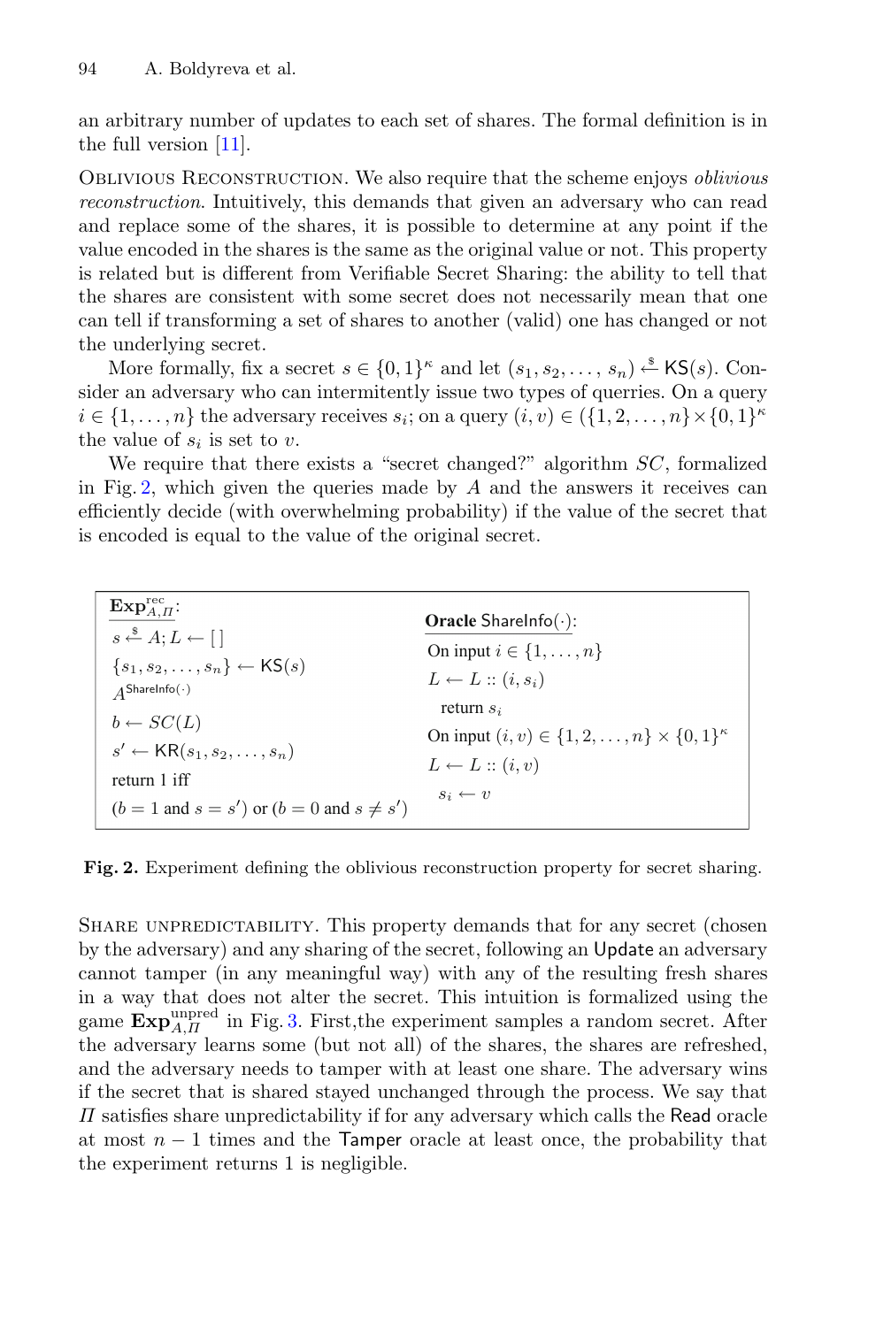an arbitrary number of updates to each set of shares. The formal definition is in the full version [11].

Oblivious Reconstruction. We also require that the scheme enjoys *oblivious reconstruction*. Intuitively, this demands that given an adversary who can read and replace some of the shares, it is possible to determine at any point if the value encoded in the shares is the same as the original value or not. This property is related but is different from Verifiable Secret Sharing: the ability to tell that the shares are consistent with some secret does not necessarily mean that one can tell if transforming a set of shares to another (valid) one has changed or not the underlying secret.

More formally, fix a secret $s \in \{0,1\}^\kappa$ and let $(s_1, s_2, \ldots, s_n) \xleftarrow{\$} \mathsf{KS}(s)$. Consider an adversary who can intermitently issue two types of querries. On a query $i \in \{1, \ldots, n\}$ the adversary receives $s_i$; on a query $(i, v) \in (\{1, 2, \ldots, n\} \times \{0,1\}^\kappa$ the value of $s_i$ is set to $v$.

We require that there exists a "secret changed?" algorithm $SC$, formalized in Fig. 2, which given the queries made by $A$ and the answers it receives can efficiently decide (with overwhelming probability) if the value of the secret that is encoded is equal to the value of the original secret.

| $\mathbf{Exp}^{\text{rec}}_{A,\Pi}$: | **Oracle** $\mathsf{ShareInfo}(\cdot)$: |
|---|---|
| $s \xleftarrow{\$} A; L \leftarrow [\,]$ | On input $i \in \{1, \ldots, n\}$ |
| $\{s_1, s_2, \ldots, s_n\} \leftarrow \mathsf{KS}(s)$ | $L \leftarrow L :: (i, s_i)$ |
| $A^{\mathsf{ShareInfo}(\cdot)}$ | return $s_i$ |
| $b \leftarrow SC(L)$ | On input $(i, v) \in \{1, 2, \ldots, n\} \times \{0,1\}^\kappa$ |
| $s' \leftarrow \mathsf{KR}(s_1, s_2, \ldots, s_n)$ | $L \leftarrow L :: (i, v)$ |
| return 1 iff | $s_i \leftarrow v$ |
| $(b = 1$ and $s = s')$ or $(b = 0$ and $s \neq s')$ | |

**Fig. 2.** Experiment defining the oblivious reconstruction property for secret sharing.

Share unpredictability. This property demands that for any secret (chosen by the adversary) and any sharing of the secret, following an $\mathsf{Update}$ an adversary cannot tamper (in any meaningful way) with any of the resulting fresh shares in a way that does not alter the secret. This intuition is formalized using the game $\mathbf{Exp}^{\text{unpred}}_{A,\Pi}$ in Fig. 3. First,the experiment samples a random secret. After the adversary learns some (but not all) of the shares, the shares are refreshed, and the adversary needs to tamper with at least one share. The adversary wins if the secret that is shared stayed unchanged through the process. We say that $\Pi$ satisfies share unpredictability if for any adversary which calls the $\mathsf{Read}$ oracle at most $n-1$ times and the $\mathsf{Tamper}$ oracle at least once, the probability that the experiment returns 1 is negligible.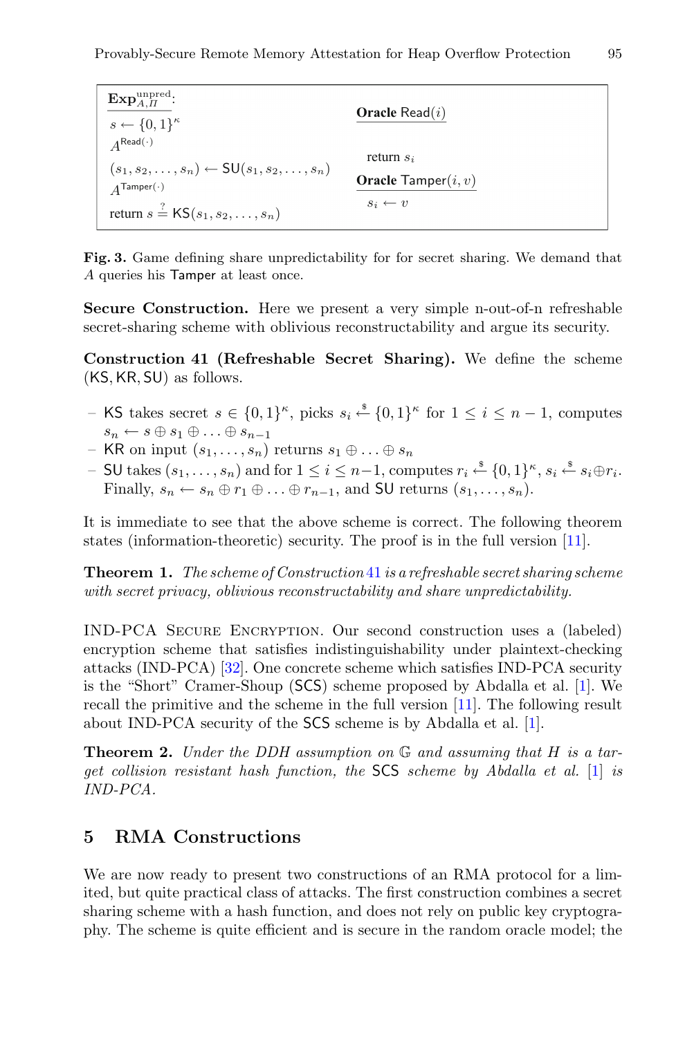| $\mathbf{Exp}_{A,\Pi}^{\mathrm{unpred}}$: | **Oracle** $\mathsf{Read}(i)$ |
| --- | --- |
| $s \leftarrow \{0,1\}^\kappa$ | |
| $A^{\mathsf{Read}(\cdot)}$ | return $s_i$ |
| $(s_1, s_2, \ldots, s_n) \leftarrow \mathsf{SU}(s_1, s_2, \ldots, s_n)$ | **Oracle** $\mathsf{Tamper}(i, v)$ |
| $A^{\mathsf{Tamper}(\cdot)}$ | $s_i \leftarrow v$ |
| return $s \stackrel{?}{=} \mathsf{KS}(s_1, s_2, \ldots, s_n)$ | |

**Fig. 3.** Game defining share unpredictability for for secret sharing. We demand that $A$ queries his $\mathsf{Tamper}$ at least once.

**Secure Construction.** Here we present a very simple n-out-of-n refreshable secret-sharing scheme with oblivious reconstructability and argue its security.

**Construction 41 (Refreshable Secret Sharing).** We define the scheme $(\mathsf{KS}, \mathsf{KR}, \mathsf{SU})$ as follows.

- $\mathsf{KS}$ takes secret $s \in \{0,1\}^\kappa$, picks $s_i \stackrel{\$}{\leftarrow} \{0,1\}^\kappa$ for $1 \le i \le n-1$, computes $s_n \leftarrow s \oplus s_1 \oplus \ldots \oplus s_{n-1}$
- $\mathsf{KR}$ on input $(s_1, \ldots, s_n)$ returns $s_1 \oplus \ldots \oplus s_n$
- $\mathsf{SU}$ takes $(s_1, \ldots, s_n)$ and for $1 \le i \le n-1$, computes $r_i \stackrel{\$}{\leftarrow} \{0,1\}^\kappa$, $s_i \stackrel{\$}{\leftarrow} s_i \oplus r_i$. Finally, $s_n \leftarrow s_n \oplus r_1 \oplus \ldots \oplus r_{n-1}$, and $\mathsf{SU}$ returns $(s_1, \ldots, s_n)$.

It is immediate to see that the above scheme is correct. The following theorem states (information-theoretic) security. The proof is in the full version [11].

**Theorem 1.** *The scheme of Construction 41 is a refreshable secret sharing scheme with secret privacy, oblivious reconstructability and share unpredictability.*

IND-PCA Secure Encryption. Our second construction uses a (labeled) encryption scheme that satisfies indistinguishability under plaintext-checking attacks (IND-PCA) [32]. One concrete scheme which satisfies IND-PCA security is the "Short" Cramer-Shoup ($\mathsf{SCS}$) scheme proposed by Abdalla et al. [1]. We recall the primitive and the scheme in the full version [11]. The following result about IND-PCA security of the $\mathsf{SCS}$ scheme is by Abdalla et al. [1].

**Theorem 2.** *Under the DDH assumption on $\mathbb{G}$ and assuming that $H$ is a target collision resistant hash function, the $\mathsf{SCS}$ scheme by Abdalla et al. [1] is IND-PCA.*

## 5 RMA Constructions

We are now ready to present two constructions of an RMA protocol for a limited, but quite practical class of attacks. The first construction combines a secret sharing scheme with a hash function, and does not rely on public key cryptography. The scheme is quite efficient and is secure in the random oracle model; the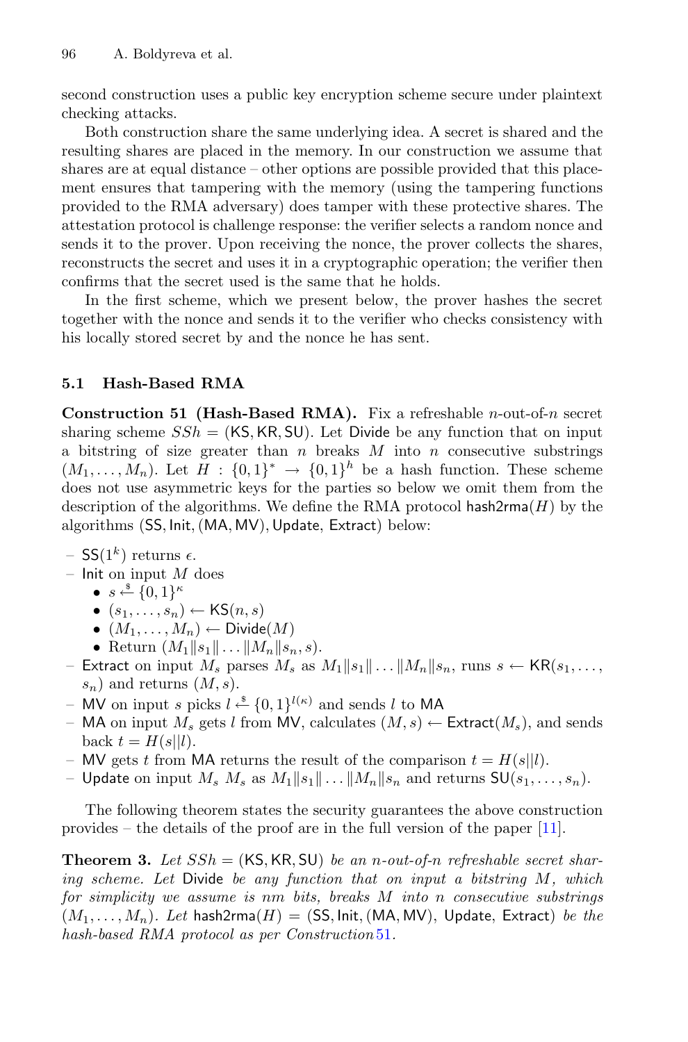second construction uses a public key encryption scheme secure under plaintext checking attacks.

Both construction share the same underlying idea. A secret is shared and the resulting shares are placed in the memory. In our construction we assume that shares are at equal distance – other options are possible provided that this placement ensures that tampering with the memory (using the tampering functions provided to the RMA adversary) does tamper with these protective shares. The attestation protocol is challenge response: the verifier selects a random nonce and sends it to the prover. Upon receiving the nonce, the prover collects the shares, reconstructs the secret and uses it in a cryptographic operation; the verifier then confirms that the secret used is the same that he holds.

In the first scheme, which we present below, the prover hashes the secret together with the nonce and sends it to the verifier who checks consistency with his locally stored secret by and the nonce he has sent.

### 5.1 Hash-Based RMA

**Construction 51 (Hash-Based RMA).** Fix a refreshable $n$-out-of-$n$ secret sharing scheme $SSh = (\mathsf{KS}, \mathsf{KR}, \mathsf{SU})$. Let $\mathsf{Divide}$ be any function that on input a bitstring of size greater than $n$ breaks $M$ into $n$ consecutive substrings $(M_1, \ldots, M_n)$. Let $H : \{0,1\}^* \rightarrow \{0,1\}^h$ be a hash function. These scheme does not use asymmetric keys for the parties so below we omit them from the description of the algorithms. We define the RMA protocol $\mathsf{hash2rma}(H)$ by the algorithms $(\mathsf{SS}, \mathsf{Init}, (\mathsf{MA}, \mathsf{MV}), \mathsf{Update}, \mathsf{Extract})$ below:

- $\mathsf{SS}(1^k)$ returns $\epsilon$.
- $\mathsf{Init}$ on input $M$ does
  - $s \stackrel{\$}{\leftarrow} \{0,1\}^\kappa$
  - $(s_1, \ldots, s_n) \leftarrow \mathsf{KS}(n, s)$
  - $(M_1, \ldots, M_n) \leftarrow \mathsf{Divide}(M)$
  - Return $(M_1 \| s_1 \| \ldots \| M_n \| s_n, s)$.
- $\mathsf{Extract}$ on input $M_s$ parses $M_s$ as $M_1 \| s_1 \| \ldots \| M_n \| s_n$, runs $s \leftarrow \mathsf{KR}(s_1, \ldots, s_n)$ and returns $(M, s)$.
- $\mathsf{MV}$ on input $s$ picks $l \stackrel{\$}{\leftarrow} \{0,1\}^{l(\kappa)}$ and sends $l$ to $\mathsf{MA}$
- $\mathsf{MA}$ on input $M_s$ gets $l$ from $\mathsf{MV}$, calculates $(M, s) \leftarrow \mathsf{Extract}(M_s)$, and sends back $t = H(s||l)$.
- $\mathsf{MV}$ gets $t$ from $\mathsf{MA}$ returns the result of the comparison $t = H(s||l)$.
- $\mathsf{Update}$ on input $M_s$ $M_s$ as $M_1 \| s_1 \| \ldots \| M_n \| s_n$ and returns $\mathsf{SU}(s_1, \ldots, s_n)$.

The following theorem states the security guarantees the above construction provides – the details of the proof are in the full version of the paper [11].

**Theorem 3.** *Let $SSh = (\mathsf{KS}, \mathsf{KR}, \mathsf{SU})$ be an $n$-out-of-$n$ refreshable secret sharing scheme. Let $\mathsf{Divide}$ be any function that on input a bitstring $M$, which for simplicity we assume is $nm$ bits, breaks $M$ into $n$ consecutive substrings $(M_1, \ldots, M_n)$. Let $\mathsf{hash2rma}(H) = (\mathsf{SS}, \mathsf{Init}, (\mathsf{MA}, \mathsf{MV}), \mathsf{Update}, \mathsf{Extract})$ be the hash-based RMA protocol as per Construction 51.*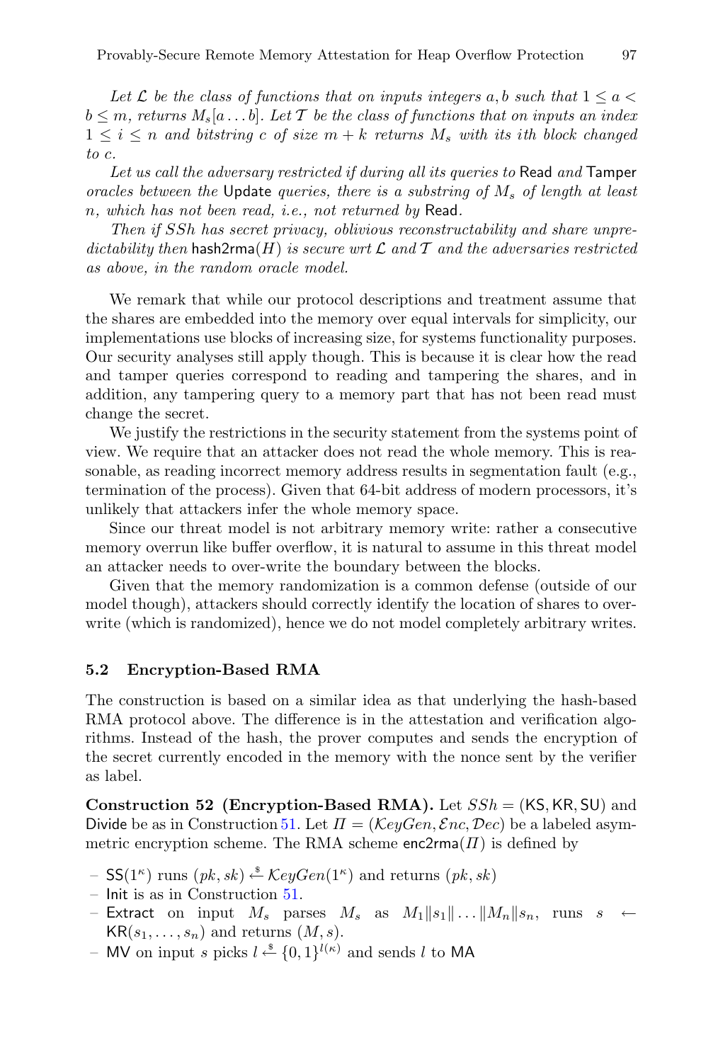*Let $\mathcal{L}$ be the class of functions that on inputs integers $a, b$ such that $1 \leq a < b \leq m$, returns $M_s[a \ldots b]$. Let $\mathcal{T}$ be the class of functions that on inputs an index $1 \leq i \leq n$ and bitstring $c$ of size $m + k$ returns $M_s$ with its ith block changed to $c$.*

*Let us call the adversary restricted if during all its queries to* Read *and* Tamper *oracles between the* Update *queries, there is a substring of $M_s$ of length at least $n$, which has not been read, i.e., not returned by* Read.

*Then if SSh has secret privacy, oblivious reconstructability and share unpredictability then* $\mathsf{hash2rma}(H)$ *is secure wrt $\mathcal{L}$ and $\mathcal{T}$ and the adversaries restricted as above, in the random oracle model.*

We remark that while our protocol descriptions and treatment assume that the shares are embedded into the memory over equal intervals for simplicity, our implementations use blocks of increasing size, for systems functionality purposes. Our security analyses still apply though. This is because it is clear how the read and tamper queries correspond to reading and tampering the shares, and in addition, any tampering query to a memory part that has not been read must change the secret.

We justify the restrictions in the security statement from the systems point of view. We require that an attacker does not read the whole memory. This is reasonable, as reading incorrect memory address results in segmentation fault (e.g., termination of the process). Given that 64-bit address of modern processors, it's unlikely that attackers infer the whole memory space.

Since our threat model is not arbitrary memory write: rather a consecutive memory overrun like buffer overflow, it is natural to assume in this threat model an attacker needs to over-write the boundary between the blocks.

Given that the memory randomization is a common defense (outside of our model though), attackers should correctly identify the location of shares to overwrite (which is randomized), hence we do not model completely arbitrary writes.

### 5.2 Encryption-Based RMA

The construction is based on a similar idea as that underlying the hash-based RMA protocol above. The difference is in the attestation and verification algorithms. Instead of the hash, the prover computes and sends the encryption of the secret currently encoded in the memory with the nonce sent by the verifier as label.

**Construction 52 (Encryption-Based RMA).** Let $SSh = (\mathsf{KS}, \mathsf{KR}, \mathsf{SU})$ and Divide be as in Construction 51. Let $\Pi = (\mathcal{K}ey\mathcal{G}en, \mathcal{E}nc, \mathcal{D}ec)$ be a labeled asymmetric encryption scheme. The RMA scheme $\mathsf{enc2rma}(\Pi)$ is defined by

- $\mathsf{SS}(1^\kappa)$ runs $(pk, sk) \xleftarrow{\$} \mathcal{K}ey\mathcal{G}en(1^\kappa)$ and returns $(pk, sk)$
- Init is as in Construction 51.
- Extract on input $M_s$ parses $M_s$ as $M_1 \| s_1 \| \ldots \| M_n \| s_n$, runs $s \leftarrow \mathsf{KR}(s_1, \ldots, s_n)$ and returns $(M, s)$.
- MV on input $s$ picks $l \xleftarrow{\$} \{0,1\}^{l(\kappa)}$ and sends $l$ to MA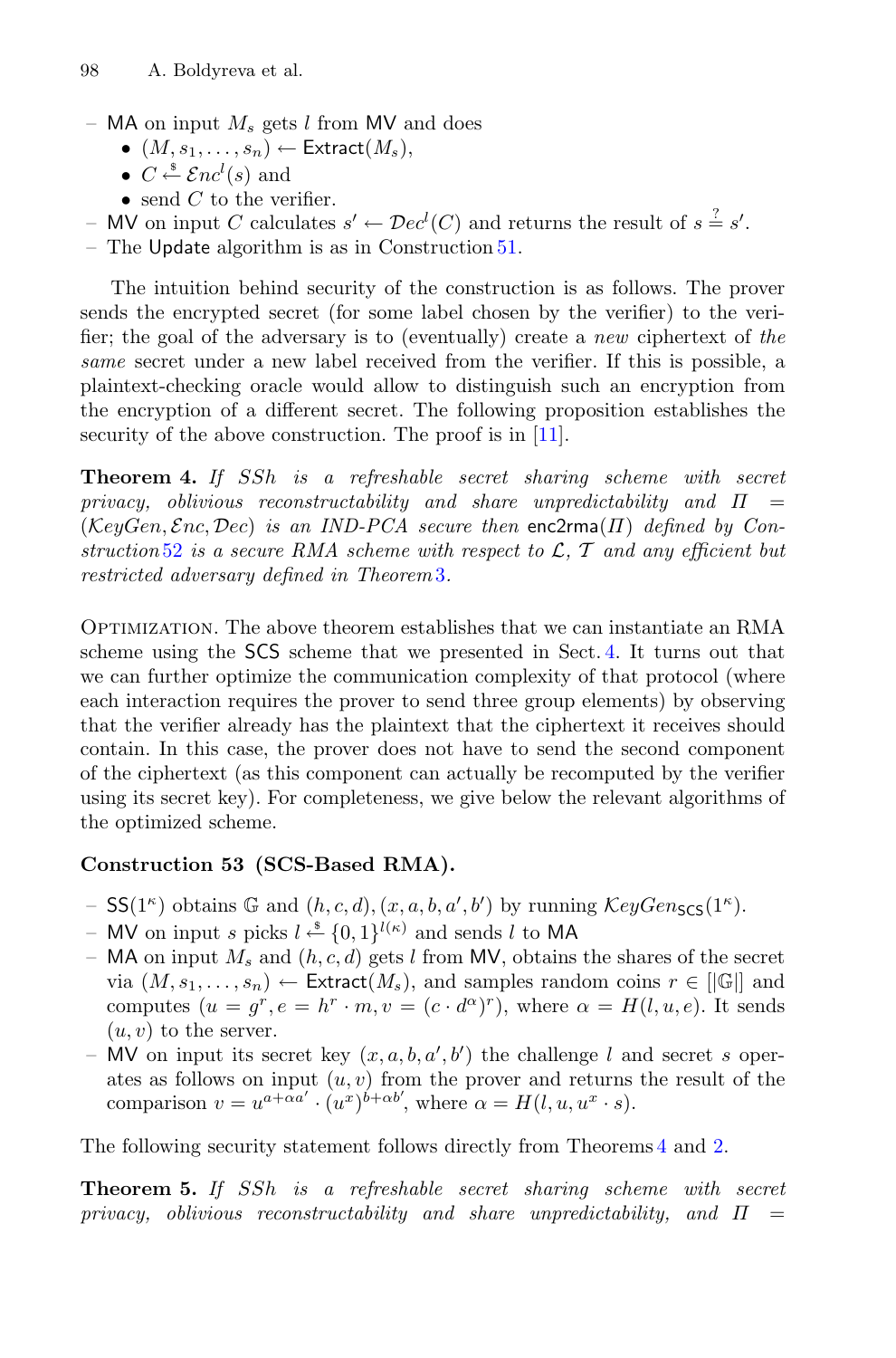– MA on input $M_s$ gets $l$ from MV and does
  - $(M, s_1, \ldots, s_n) \leftarrow \mathsf{Extract}(M_s)$,
  - $C \xleftarrow{\$} \mathcal{E}nc^l(s)$ and
  - send $C$ to the verifier.
– MV on input $C$ calculates $s' \leftarrow \mathcal{D}ec^l(C)$ and returns the result of $s \stackrel{?}{=} s'$.
– The Update algorithm is as in Construction 51.

The intuition behind security of the construction is as follows. The prover sends the encrypted secret (for some label chosen by the verifier) to the verifier; the goal of the adversary is to (eventually) create a *new* ciphertext of *the same* secret under a new label received from the verifier. If this is possible, a plaintext-checking oracle would allow to distinguish such an encryption from the encryption of a different secret. The following proposition establishes the security of the above construction. The proof is in [11].

**Theorem 4.** *If SSh is a refreshable secret sharing scheme with secret privacy, oblivious reconstructability and share unpredictability and* $\Pi = (\mathcal{K}ey\mathcal{G}en, \mathcal{E}nc, \mathcal{D}ec)$ *is an IND-PCA secure then* enc2rma$(\Pi)$ *defined by Construction 52 is a secure RMA scheme with respect to* $\mathcal{L}$, $\mathcal{T}$ *and any efficient but restricted adversary defined in Theorem 3.*

Optimization. The above theorem establishes that we can instantiate an RMA scheme using the SCS scheme that we presented in Sect. 4. It turns out that we can further optimize the communication complexity of that protocol (where each interaction requires the prover to send three group elements) by observing that the verifier already has the plaintext that the ciphertext it receives should contain. In this case, the prover does not have to send the second component of the ciphertext (as this component can actually be recomputed by the verifier using its secret key). For completeness, we give below the relevant algorithms of the optimized scheme.

**Construction 53 (SCS-Based RMA).**

– $\mathsf{SS}(1^\kappa)$ obtains $\mathbb{G}$ and $(h, c, d), (x, a, b, a', b')$ by running $\mathcal{K}ey\mathcal{G}en_{\mathsf{SCS}}(1^\kappa)$.
– MV on input $s$ picks $l \xleftarrow{\$} \{0,1\}^{l(\kappa)}$ and sends $l$ to MA
– MA on input $M_s$ and $(h, c, d)$ gets $l$ from MV, obtains the shares of the secret via $(M, s_1, \ldots, s_n) \leftarrow \mathsf{Extract}(M_s)$, and samples random coins $r \in [|\mathbb{G}|]$ and computes $(u = g^r, e = h^r \cdot m, v = (c \cdot d^\alpha)^r)$, where $\alpha = H(l, u, e)$. It sends $(u, v)$ to the server.
– MV on input its secret key $(x, a, b, a', b')$ the challenge $l$ and secret $s$ operates as follows on input $(u, v)$ from the prover and returns the result of the comparison $v = u^{a+\alpha a'} \cdot (u^x)^{b+\alpha b'}$, where $\alpha = H(l, u, u^x \cdot s)$.

The following security statement follows directly from Theorems 4 and 2.

**Theorem 5.** *If SSh is a refreshable secret sharing scheme with secret privacy, oblivious reconstructability and share unpredictability, and* $\Pi =$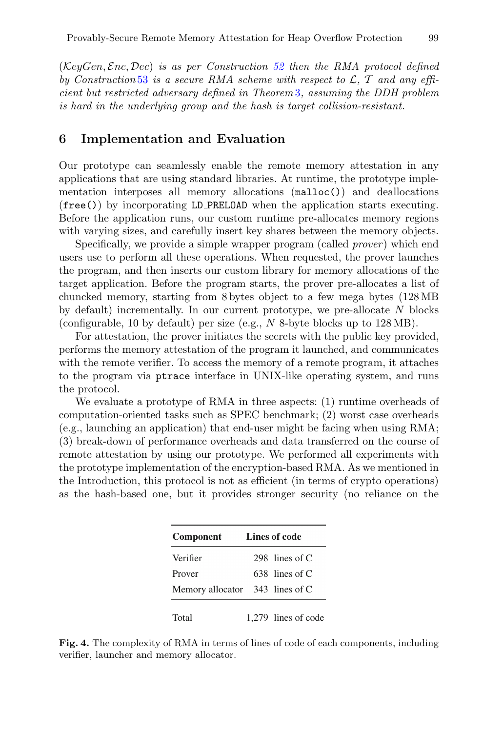*($\mathcal{K}eyGen, \mathcal{E}nc, \mathcal{D}ec$) is as per Construction 52 then the RMA protocol defined by Construction 53 is a secure RMA scheme with respect to $\mathcal{L}$, $\mathcal{T}$ and any efficient but restricted adversary defined in Theorem 3, assuming the DDH problem is hard in the underlying group and the hash is target collision-resistant.*

## 6 Implementation and Evaluation

Our prototype can seamlessly enable the remote memory attestation in any applications that are using standard libraries. At runtime, the prototype implementation interposes all memory allocations (`malloc()`) and deallocations (`free()`) by incorporating `LD_PRELOAD` when the application starts executing. Before the application runs, our custom runtime pre-allocates memory regions with varying sizes, and carefully insert key shares between the memory objects.

Specifically, we provide a simple wrapper program (called *prover*) which end users use to perform all these operations. When requested, the prover launches the program, and then inserts our custom library for memory allocations of the target application. Before the program starts, the prover pre-allocates a list of chuncked memory, starting from 8 bytes object to a few mega bytes (128 MB by default) incrementally. In our current prototype, we pre-allocate $N$ blocks (configurable, 10 by default) per size (e.g., $N$ 8-byte blocks up to 128 MB).

For attestation, the prover initiates the secrets with the public key provided, performs the memory attestation of the program it launched, and communicates with the remote verifier. To access the memory of a remote program, it attaches to the program via `ptrace` interface in UNIX-like operating system, and runs the protocol.

We evaluate a prototype of RMA in three aspects: (1) runtime overheads of computation-oriented tasks such as SPEC benchmark; (2) worst case overheads (e.g., launching an application) that end-user might be facing when using RMA; (3) break-down of performance overheads and data transferred on the course of remote attestation by using our prototype. We performed all experiments with the prototype implementation of the encryption-based RMA. As we mentioned in the Introduction, this protocol is not as efficient (in terms of crypto operations) as the hash-based one, but it provides stronger security (no reliance on the

| Component | Lines of code |
|---|---|
| Verifier | 298 lines of C |
| Prover | 638 lines of C |
| Memory allocator | 343 lines of C |
| Total | 1,279 lines of code |

**Fig. 4.** The complexity of RMA in terms of lines of code of each components, including verifier, launcher and memory allocator.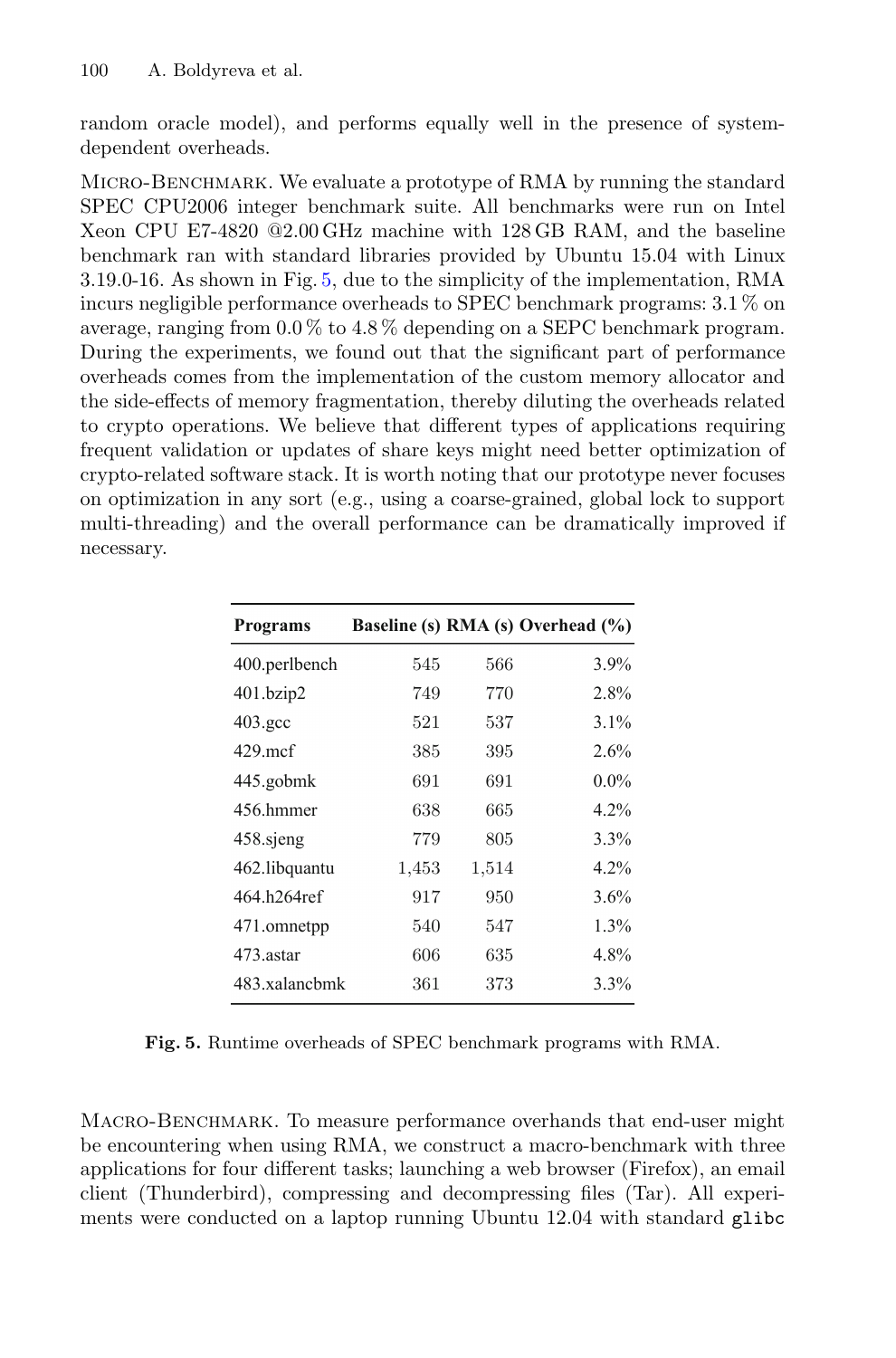random oracle model), and performs equally well in the presence of system-dependent overheads.

Micro-Benchmark. We evaluate a prototype of RMA by running the standard SPEC CPU2006 integer benchmark suite. All benchmarks were run on Intel Xeon CPU E7-4820 @2.00 GHz machine with 128 GB RAM, and the baseline benchmark ran with standard libraries provided by Ubuntu 15.04 with Linux 3.19.0-16. As shown in Fig. 5, due to the simplicity of the implementation, RMA incurs negligible performance overheads to SPEC benchmark programs: 3.1 % on average, ranging from 0.0 % to 4.8 % depending on a SEPC benchmark program. During the experiments, we found out that the significant part of performance overheads comes from the implementation of the custom memory allocator and the side-effects of memory fragmentation, thereby diluting the overheads related to crypto operations. We believe that different types of applications requiring frequent validation or updates of share keys might need better optimization of crypto-related software stack. It is worth noting that our prototype never focuses on optimization in any sort (e.g., using a coarse-grained, global lock to support multi-threading) and the overall performance can be dramatically improved if necessary.

| Programs | Baseline (s) | RMA (s) | Overhead (%) |
|---|---|---|---|
| 400.perlbench | 545 | 566 | 3.9% |
| 401.bzip2 | 749 | 770 | 2.8% |
| 403.gcc | 521 | 537 | 3.1% |
| 429.mcf | 385 | 395 | 2.6% |
| 445.gobmk | 691 | 691 | 0.0% |
| 456.hmmer | 638 | 665 | 4.2% |
| 458.sjeng | 779 | 805 | 3.3% |
| 462.libquantu | 1,453 | 1,514 | 4.2% |
| 464.h264ref | 917 | 950 | 3.6% |
| 471.omnetpp | 540 | 547 | 1.3% |
| 473.astar | 606 | 635 | 4.8% |
| 483.xalancbmk | 361 | 373 | 3.3% |

**Fig. 5.** Runtime overheads of SPEC benchmark programs with RMA.

Macro-Benchmark. To measure performance overhands that end-user might be encountering when using RMA, we construct a macro-benchmark with three applications for four different tasks; launching a web browser (Firefox), an email client (Thunderbird), compressing and decompressing files (Tar). All experiments were conducted on a laptop running Ubuntu 12.04 with standard `glibc`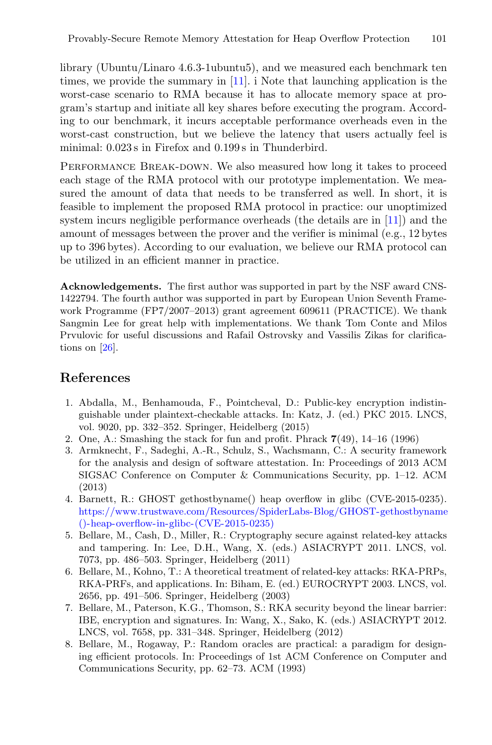library (Ubuntu/Linaro 4.6.3-1ubuntu5), and we measured each benchmark ten times, we provide the summary in [11]. i Note that launching application is the worst-case scenario to RMA because it has to allocate memory space at program's startup and initiate all key shares before executing the program. According to our benchmark, it incurs acceptable performance overheads even in the worst-cast construction, but we believe the latency that users actually feel is minimal: 0.023 s in Firefox and 0.199 s in Thunderbird.

Performance Break-down. We also measured how long it takes to proceed each stage of the RMA protocol with our prototype implementation. We measured the amount of data that needs to be transferred as well. In short, it is feasible to implement the proposed RMA protocol in practice: our unoptimized system incurs negligible performance overheads (the details are in [11]) and the amount of messages between the prover and the verifier is minimal (e.g., 12 bytes up to 396 bytes). According to our evaluation, we believe our RMA protocol can be utilized in an efficient manner in practice.

**Acknowledgements.** The first author was supported in part by the NSF award CNS-1422794. The fourth author was supported in part by European Union Seventh Framework Programme (FP7/2007–2013) grant agreement 609611 (PRACTICE). We thank Sangmin Lee for great help with implementations. We thank Tom Conte and Milos Prvulovic for useful discussions and Rafail Ostrovsky and Vassilis Zikas for clarifications on [26].

## References

1. Abdalla, M., Benhamouda, F., Pointcheval, D.: Public-key encryption indistinguishable under plaintext-checkable attacks. In: Katz, J. (ed.) PKC 2015. LNCS, vol. 9020, pp. 332–352. Springer, Heidelberg (2015)
2. One, A.: Smashing the stack for fun and profit. Phrack **7**(49), 14–16 (1996)
3. Armknecht, F., Sadeghi, A.-R., Schulz, S., Wachsmann, C.: A security framework for the analysis and design of software attestation. In: Proceedings of 2013 ACM SIGSAC Conference on Computer & Communications Security, pp. 1–12. ACM (2013)
4. Barnett, R.: GHOST gethostbyname() heap overflow in glibc (CVE-2015-0235). https://www.trustwave.com/Resources/SpiderLabs-Blog/GHOST-gethostbyname()-heap-overflow-in-glibc-(CVE-2015-0235)
5. Bellare, M., Cash, D., Miller, R.: Cryptography secure against related-key attacks and tampering. In: Lee, D.H., Wang, X. (eds.) ASIACRYPT 2011. LNCS, vol. 7073, pp. 486–503. Springer, Heidelberg (2011)
6. Bellare, M., Kohno, T.: A theoretical treatment of related-key attacks: RKA-PRPs, RKA-PRFs, and applications. In: Biham, E. (ed.) EUROCRYPT 2003. LNCS, vol. 2656, pp. 491–506. Springer, Heidelberg (2003)
7. Bellare, M., Paterson, K.G., Thomson, S.: RKA security beyond the linear barrier: IBE, encryption and signatures. In: Wang, X., Sako, K. (eds.) ASIACRYPT 2012. LNCS, vol. 7658, pp. 331–348. Springer, Heidelberg (2012)
8. Bellare, M., Rogaway, P.: Random oracles are practical: a paradigm for designing efficient protocols. In: Proceedings of 1st ACM Conference on Computer and Communications Security, pp. 62–73. ACM (1993)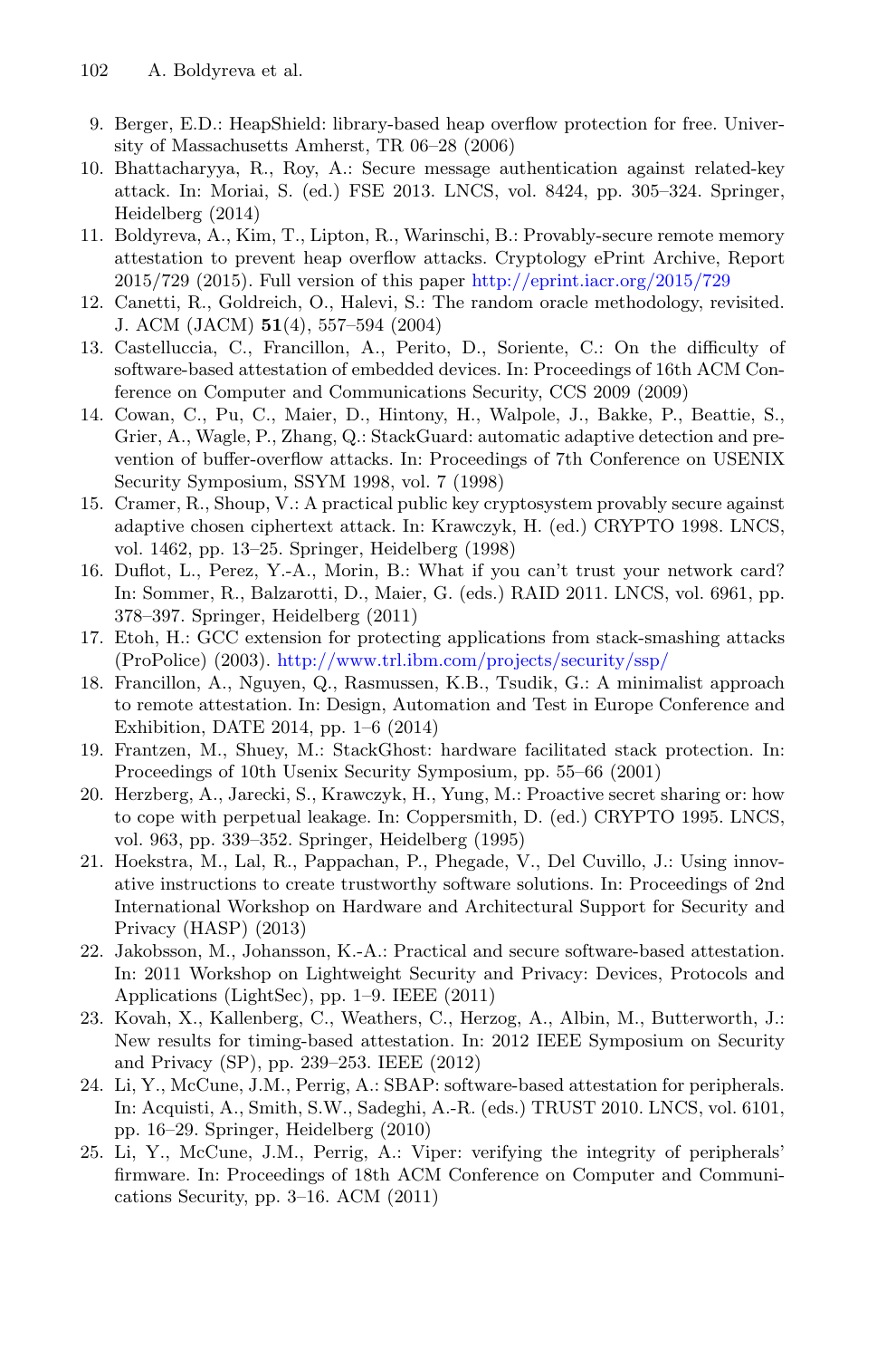9. Berger, E.D.: HeapShield: library-based heap overflow protection for free. University of Massachusetts Amherst, TR 06–28 (2006)
10. Bhattacharyya, R., Roy, A.: Secure message authentication against related-key attack. In: Moriai, S. (ed.) FSE 2013. LNCS, vol. 8424, pp. 305–324. Springer, Heidelberg (2014)
11. Boldyreva, A., Kim, T., Lipton, R., Warinschi, B.: Provably-secure remote memory attestation to prevent heap overflow attacks. Cryptology ePrint Archive, Report 2015/729 (2015). Full version of this paper http://eprint.iacr.org/2015/729
12. Canetti, R., Goldreich, O., Halevi, S.: The random oracle methodology, revisited. J. ACM (JACM) **51**(4), 557–594 (2004)
13. Castelluccia, C., Francillon, A., Perito, D., Soriente, C.: On the difficulty of software-based attestation of embedded devices. In: Proceedings of 16th ACM Conference on Computer and Communications Security, CCS 2009 (2009)
14. Cowan, C., Pu, C., Maier, D., Hintony, H., Walpole, J., Bakke, P., Beattie, S., Grier, A., Wagle, P., Zhang, Q.: StackGuard: automatic adaptive detection and prevention of buffer-overflow attacks. In: Proceedings of 7th Conference on USENIX Security Symposium, SSYM 1998, vol. 7 (1998)
15. Cramer, R., Shoup, V.: A practical public key cryptosystem provably secure against adaptive chosen ciphertext attack. In: Krawczyk, H. (ed.) CRYPTO 1998. LNCS, vol. 1462, pp. 13–25. Springer, Heidelberg (1998)
16. Duflot, L., Perez, Y.-A., Morin, B.: What if you can't trust your network card? In: Sommer, R., Balzarotti, D., Maier, G. (eds.) RAID 2011. LNCS, vol. 6961, pp. 378–397. Springer, Heidelberg (2011)
17. Etoh, H.: GCC extension for protecting applications from stack-smashing attacks (ProPolice) (2003). http://www.trl.ibm.com/projects/security/ssp/
18. Francillon, A., Nguyen, Q., Rasmussen, K.B., Tsudik, G.: A minimalist approach to remote attestation. In: Design, Automation and Test in Europe Conference and Exhibition, DATE 2014, pp. 1–6 (2014)
19. Frantzen, M., Shuey, M.: StackGhost: hardware facilitated stack protection. In: Proceedings of 10th Usenix Security Symposium, pp. 55–66 (2001)
20. Herzberg, A., Jarecki, S., Krawczyk, H., Yung, M.: Proactive secret sharing or: how to cope with perpetual leakage. In: Coppersmith, D. (ed.) CRYPTO 1995. LNCS, vol. 963, pp. 339–352. Springer, Heidelberg (1995)
21. Hoekstra, M., Lal, R., Pappachan, P., Phegade, V., Del Cuvillo, J.: Using innovative instructions to create trustworthy software solutions. In: Proceedings of 2nd International Workshop on Hardware and Architectural Support for Security and Privacy (HASP) (2013)
22. Jakobsson, M., Johansson, K.-A.: Practical and secure software-based attestation. In: 2011 Workshop on Lightweight Security and Privacy: Devices, Protocols and Applications (LightSec), pp. 1–9. IEEE (2011)
23. Kovah, X., Kallenberg, C., Weathers, C., Herzog, A., Albin, M., Butterworth, J.: New results for timing-based attestation. In: 2012 IEEE Symposium on Security and Privacy (SP), pp. 239–253. IEEE (2012)
24. Li, Y., McCune, J.M., Perrig, A.: SBAP: software-based attestation for peripherals. In: Acquisti, A., Smith, S.W., Sadeghi, A.-R. (eds.) TRUST 2010. LNCS, vol. 6101, pp. 16–29. Springer, Heidelberg (2010)
25. Li, Y., McCune, J.M., Perrig, A.: Viper: verifying the integrity of peripherals' firmware. In: Proceedings of 18th ACM Conference on Computer and Communications Security, pp. 3–16. ACM (2011)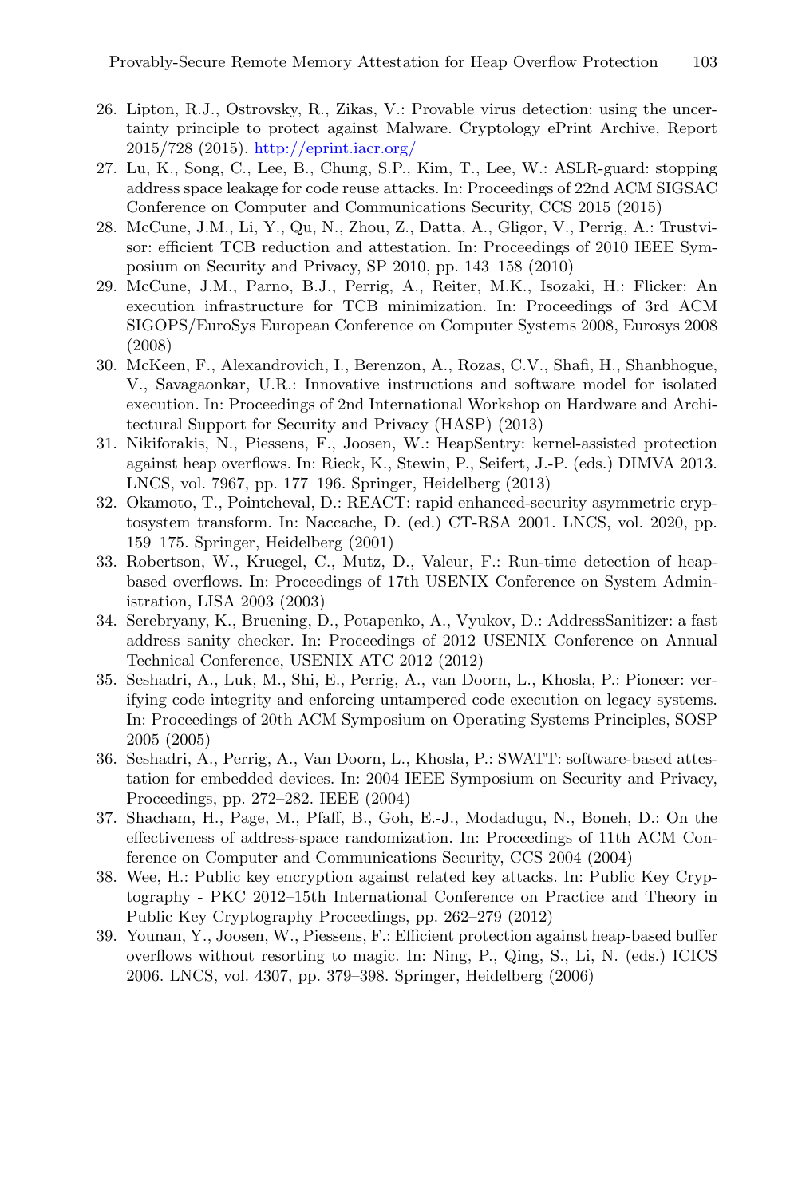26. Lipton, R.J., Ostrovsky, R., Zikas, V.: Provable virus detection: using the uncertainty principle to protect against Malware. Cryptology ePrint Archive, Report 2015/728 (2015). http://eprint.iacr.org/
27. Lu, K., Song, C., Lee, B., Chung, S.P., Kim, T., Lee, W.: ASLR-guard: stopping address space leakage for code reuse attacks. In: Proceedings of 22nd ACM SIGSAC Conference on Computer and Communications Security, CCS 2015 (2015)
28. McCune, J.M., Li, Y., Qu, N., Zhou, Z., Datta, A., Gligor, V., Perrig, A.: Trustvisor: efficient TCB reduction and attestation. In: Proceedings of 2010 IEEE Symposium on Security and Privacy, SP 2010, pp. 143–158 (2010)
29. McCune, J.M., Parno, B.J., Perrig, A., Reiter, M.K., Isozaki, H.: Flicker: An execution infrastructure for TCB minimization. In: Proceedings of 3rd ACM SIGOPS/EuroSys European Conference on Computer Systems 2008, Eurosys 2008 (2008)
30. McKeen, F., Alexandrovich, I., Berenzon, A., Rozas, C.V., Shafi, H., Shanbhogue, V., Savagaonkar, U.R.: Innovative instructions and software model for isolated execution. In: Proceedings of 2nd International Workshop on Hardware and Architectural Support for Security and Privacy (HASP) (2013)
31. Nikiforakis, N., Piessens, F., Joosen, W.: HeapSentry: kernel-assisted protection against heap overflows. In: Rieck, K., Stewin, P., Seifert, J.-P. (eds.) DIMVA 2013. LNCS, vol. 7967, pp. 177–196. Springer, Heidelberg (2013)
32. Okamoto, T., Pointcheval, D.: REACT: rapid enhanced-security asymmetric cryptosystem transform. In: Naccache, D. (ed.) CT-RSA 2001. LNCS, vol. 2020, pp. 159–175. Springer, Heidelberg (2001)
33. Robertson, W., Kruegel, C., Mutz, D., Valeur, F.: Run-time detection of heap-based overflows. In: Proceedings of 17th USENIX Conference on System Administration, LISA 2003 (2003)
34. Serebryany, K., Bruening, D., Potapenko, A., Vyukov, D.: AddressSanitizer: a fast address sanity checker. In: Proceedings of 2012 USENIX Conference on Annual Technical Conference, USENIX ATC 2012 (2012)
35. Seshadri, A., Luk, M., Shi, E., Perrig, A., van Doorn, L., Khosla, P.: Pioneer: verifying code integrity and enforcing untampered code execution on legacy systems. In: Proceedings of 20th ACM Symposium on Operating Systems Principles, SOSP 2005 (2005)
36. Seshadri, A., Perrig, A., Van Doorn, L., Khosla, P.: SWATT: software-based attestation for embedded devices. In: 2004 IEEE Symposium on Security and Privacy, Proceedings, pp. 272–282. IEEE (2004)
37. Shacham, H., Page, M., Pfaff, B., Goh, E.-J., Modadugu, N., Boneh, D.: On the effectiveness of address-space randomization. In: Proceedings of 11th ACM Conference on Computer and Communications Security, CCS 2004 (2004)
38. Wee, H.: Public key encryption against related key attacks. In: Public Key Cryptography - PKC 2012–15th International Conference on Practice and Theory in Public Key Cryptography Proceedings, pp. 262–279 (2012)
39. Younan, Y., Joosen, W., Piessens, F.: Efficient protection against heap-based buffer overflows without resorting to magic. In: Ning, P., Qing, S., Li, N. (eds.) ICICS 2006. LNCS, vol. 4307, pp. 379–398. Springer, Heidelberg (2006)